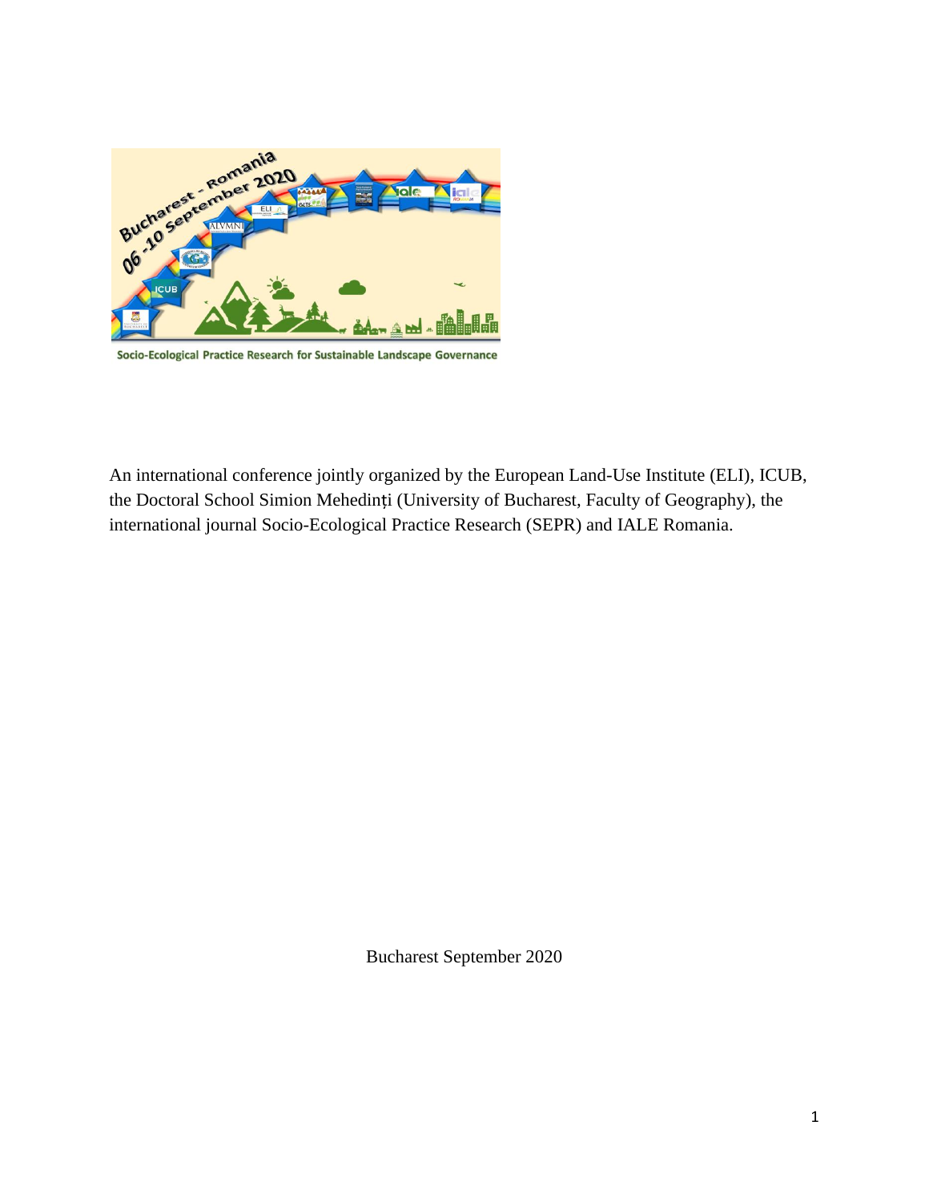Socio-Ecological Practice Research for Sustainable Landscape Governance

An international conference jointly organized by the European Land-Use Institute (ELI), ICUB, the Doctoral School Simion Mehedinți (University of Bucharest, Faculty of Geography), the international journal Socio-Ecological Practice Research (SEPR) and IALE Romania.

Bucharest September 2020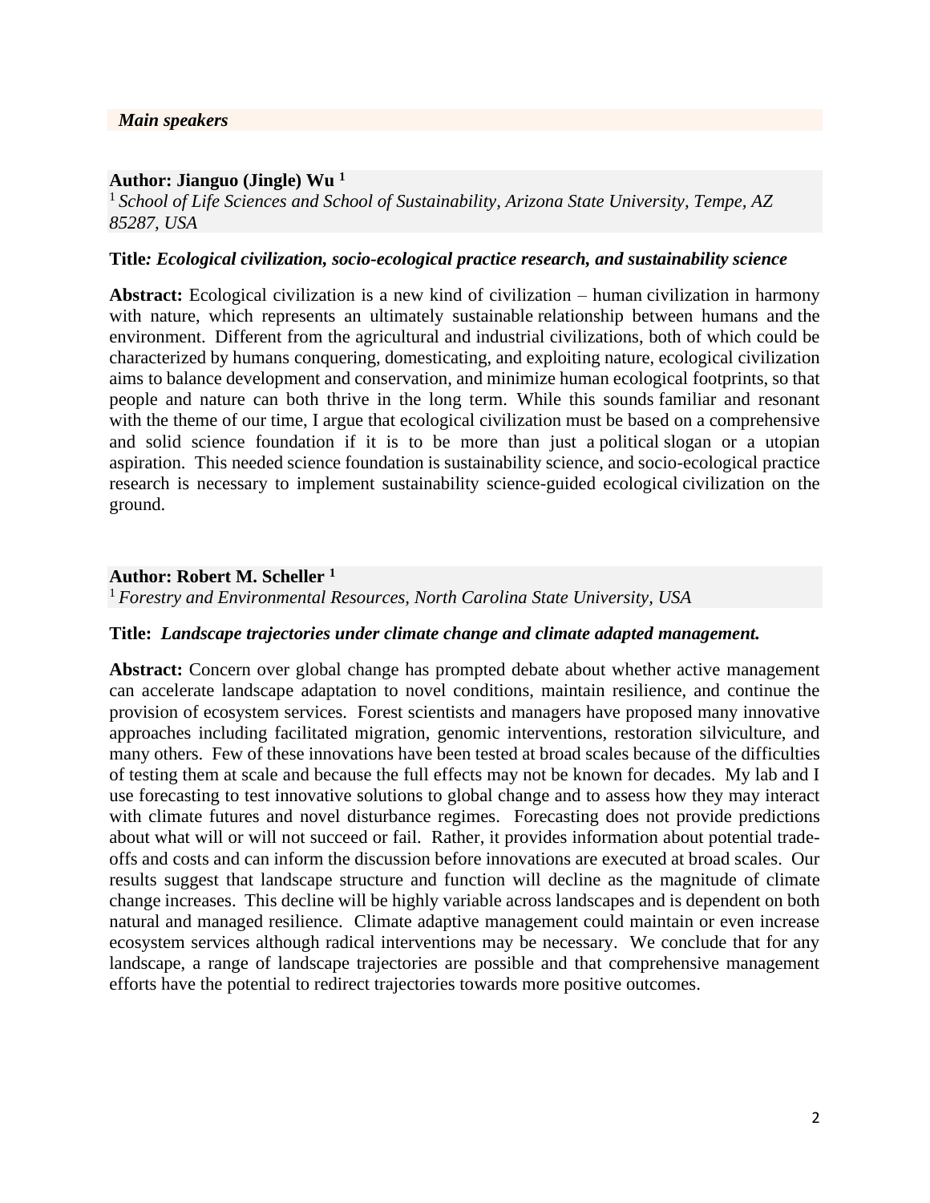## *Main speakers*

**Author: Jianguo (Jingle) Wu** [1]

[1] *School of Life Sciences and School of Sustainability, Arizona State University, Tempe, AZ 85287, USA*

**Title*: Ecological civilization, socio-ecological practice research, and sustainability science***

**Abstract:** Ecological civilization is a new kind of civilization – human civilization in harmony with nature, which represents an ultimately sustainable relationship between humans and the environment. Different from the agricultural and industrial civilizations, both of which could be characterized by humans conquering, domesticating, and exploiting nature, ecological civilization aims to balance development and conservation, and minimize human ecological footprints, so that people and nature can both thrive in the long term. While this sounds familiar and resonant with the theme of our time, I argue that ecological civilization must be based on a comprehensive and solid science foundation if it is to be more than just a political slogan or a utopian aspiration. This needed science foundation is sustainability science, and socio-ecological practice research is necessary to implement sustainability science-guided ecological civilization on the ground.

**Author: Robert M. Scheller** [1]

[1] *Forestry and Environmental Resources, North Carolina State University, USA*

**Title:** ***Landscape trajectories under climate change and climate adapted management.***

**Abstract:** Concern over global change has prompted debate about whether active management can accelerate landscape adaptation to novel conditions, maintain resilience, and continue the provision of ecosystem services. Forest scientists and managers have proposed many innovative approaches including facilitated migration, genomic interventions, restoration silviculture, and many others. Few of these innovations have been tested at broad scales because of the difficulties of testing them at scale and because the full effects may not be known for decades. My lab and I use forecasting to test innovative solutions to global change and to assess how they may interact with climate futures and novel disturbance regimes. Forecasting does not provide predictions about what will or will not succeed or fail. Rather, it provides information about potential trade-offs and costs and can inform the discussion before innovations are executed at broad scales. Our results suggest that landscape structure and function will decline as the magnitude of climate change increases. This decline will be highly variable across landscapes and is dependent on both natural and managed resilience. Climate adaptive management could maintain or even increase ecosystem services although radical interventions may be necessary. We conclude that for any landscape, a range of landscape trajectories are possible and that comprehensive management efforts have the potential to redirect trajectories towards more positive outcomes.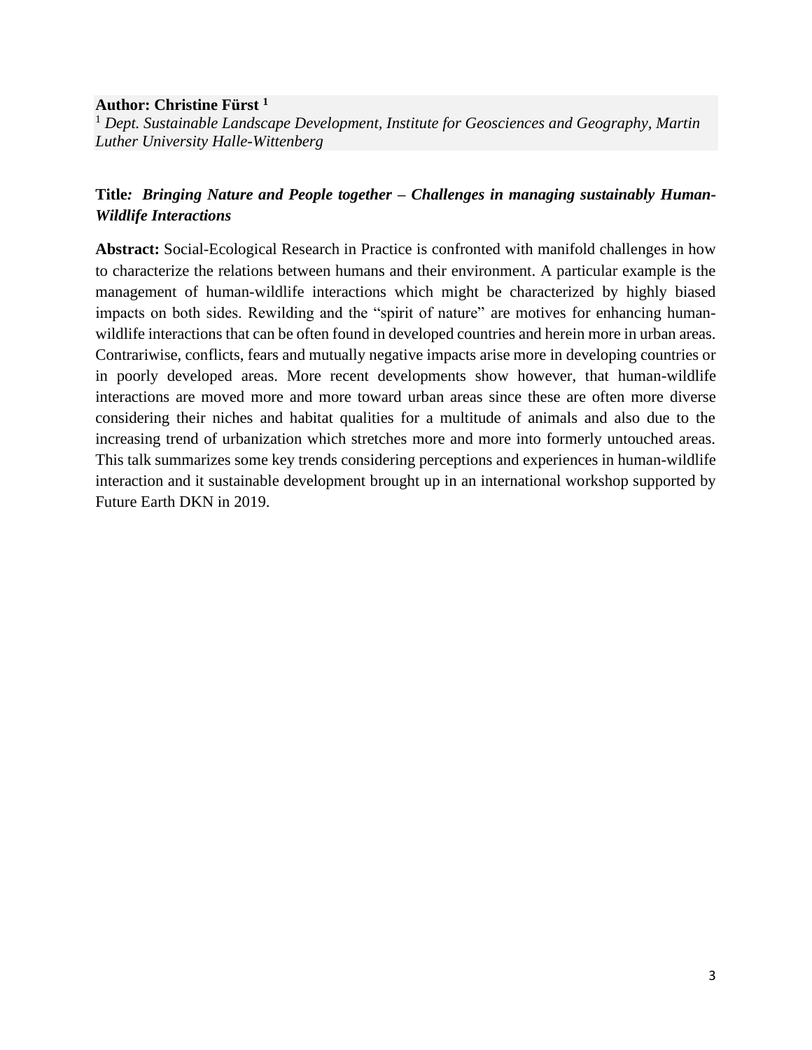**Author: Christine Fürst [1]**

[1] *Dept. Sustainable Landscape Development, Institute for Geosciences and Geography, Martin Luther University Halle-Wittenberg*

**Title:** ***Bringing Nature and People together – Challenges in managing sustainably Human-Wildlife Interactions***

**Abstract:** Social-Ecological Research in Practice is confronted with manifold challenges in how to characterize the relations between humans and their environment. A particular example is the management of human-wildlife interactions which might be characterized by highly biased impacts on both sides. Rewilding and the "spirit of nature" are motives for enhancing human-wildlife interactions that can be often found in developed countries and herein more in urban areas. Contrariwise, conflicts, fears and mutually negative impacts arise more in developing countries or in poorly developed areas. More recent developments show however, that human-wildlife interactions are moved more and more toward urban areas since these are often more diverse considering their niches and habitat qualities for a multitude of animals and also due to the increasing trend of urbanization which stretches more and more into formerly untouched areas. This talk summarizes some key trends considering perceptions and experiences in human-wildlife interaction and it sustainable development brought up in an international workshop supported by Future Earth DKN in 2019.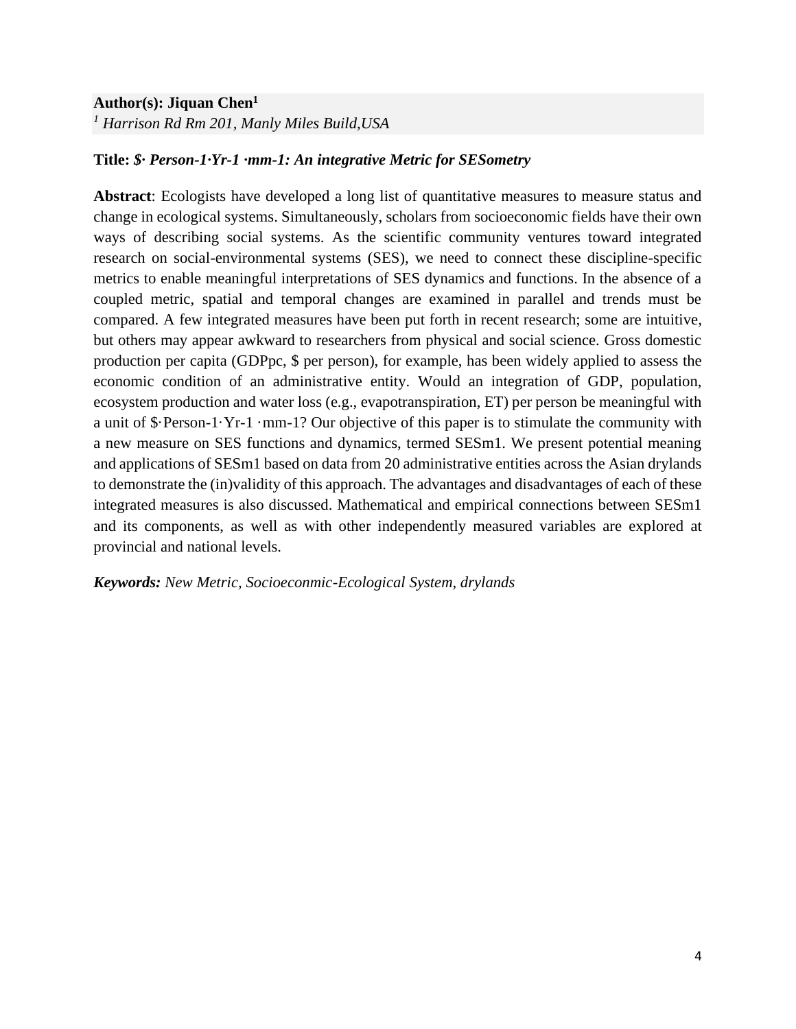**Author(s): Jiquan Chen[1]**
*[1] Harrison Rd Rm 201, Manly Miles Build,USA*

**Title:** ***$· Person-1·Yr-1 ·mm-1: An integrative Metric for SESometry***

**Abstract**: Ecologists have developed a long list of quantitative measures to measure status and change in ecological systems. Simultaneously, scholars from socioeconomic fields have their own ways of describing social systems. As the scientific community ventures toward integrated research on social-environmental systems (SES), we need to connect these discipline-specific metrics to enable meaningful interpretations of SES dynamics and functions. In the absence of a coupled metric, spatial and temporal changes are examined in parallel and trends must be compared. A few integrated measures have been put forth in recent research; some are intuitive, but others may appear awkward to researchers from physical and social science. Gross domestic production per capita (GDPpc, $ per person), for example, has been widely applied to assess the economic condition of an administrative entity. Would an integration of GDP, population, ecosystem production and water loss (e.g., evapotranspiration, ET) per person be meaningful with a unit of $·Person-1·Yr-1 ·mm-1? Our objective of this paper is to stimulate the community with a new measure on SES functions and dynamics, termed SESm1. We present potential meaning and applications of SESm1 based on data from 20 administrative entities across the Asian drylands to demonstrate the (in)validity of this approach. The advantages and disadvantages of each of these integrated measures is also discussed. Mathematical and empirical connections between SESm1 and its components, as well as with other independently measured variables are explored at provincial and national levels.

***Keywords:*** *New Metric, Socioeconmic-Ecological System, drylands*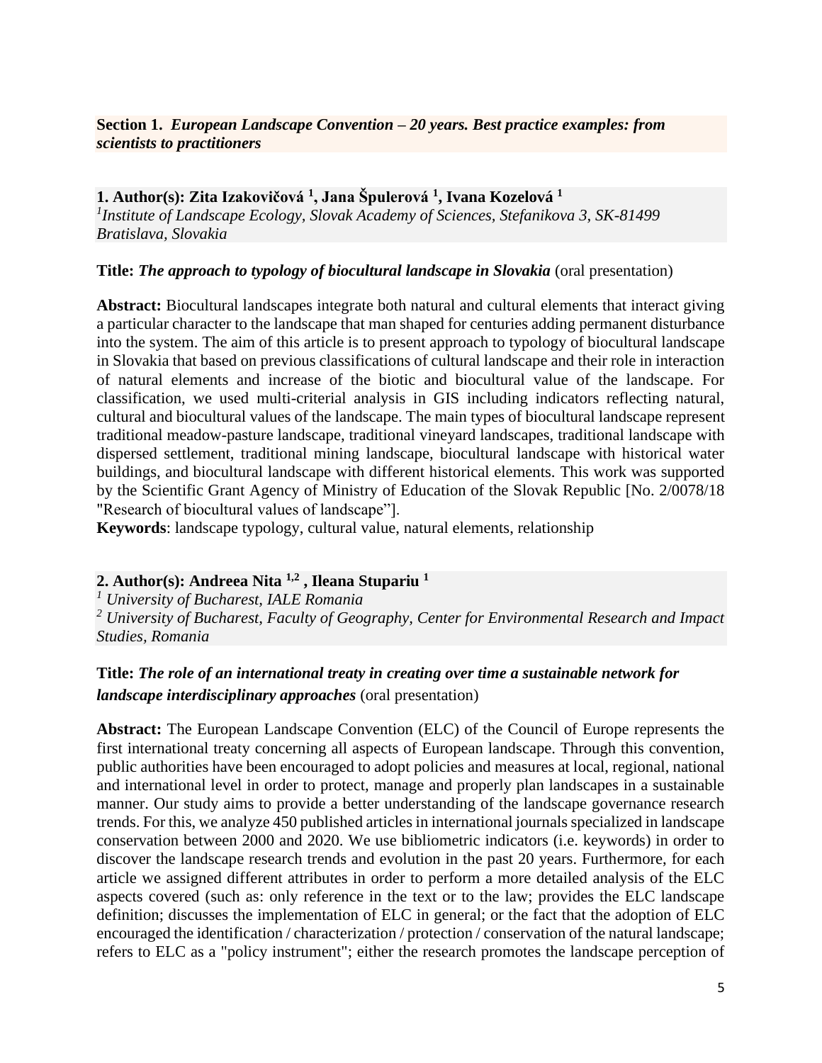**Section 1.** ***European Landscape Convention – 20 years. Best practice examples: from scientists to practitioners***

**1. Author(s): Zita Izakovičová [1], Jana Špulerová [1], Ivana Kozelová [1]**
*[1]Institute of Landscape Ecology, Slovak Academy of Sciences, Stefanikova 3, SK-81499 Bratislava, Slovakia*

**Title:** ***The approach to typology of biocultural landscape in Slovakia*** (oral presentation)

**Abstract:** Biocultural landscapes integrate both natural and cultural elements that interact giving a particular character to the landscape that man shaped for centuries adding permanent disturbance into the system. The aim of this article is to present approach to typology of biocultural landscape in Slovakia that based on previous classifications of cultural landscape and their role in interaction of natural elements and increase of the biotic and biocultural value of the landscape. For classification, we used multi-criterial analysis in GIS including indicators reflecting natural, cultural and biocultural values of the landscape. The main types of biocultural landscape represent traditional meadow-pasture landscape, traditional vineyard landscapes, traditional landscape with dispersed settlement, traditional mining landscape, biocultural landscape with historical water buildings, and biocultural landscape with different historical elements. This work was supported by the Scientific Grant Agency of Ministry of Education of the Slovak Republic [No. 2/0078/18 "Research of biocultural values of landscape"].
**Keywords**: landscape typology, cultural value, natural elements, relationship

**2. Author(s): Andreea Nita [1,2] , Ileana Stupariu [1]**
*[1] University of Bucharest, IALE Romania*
*[2] University of Bucharest, Faculty of Geography, Center for Environmental Research and Impact Studies, Romania*

**Title:** ***The role of an international treaty in creating over time a sustainable network for landscape interdisciplinary approaches*** (oral presentation)

**Abstract:** The European Landscape Convention (ELC) of the Council of Europe represents the first international treaty concerning all aspects of European landscape. Through this convention, public authorities have been encouraged to adopt policies and measures at local, regional, national and international level in order to protect, manage and properly plan landscapes in a sustainable manner. Our study aims to provide a better understanding of the landscape governance research trends. For this, we analyze 450 published articles in international journals specialized in landscape conservation between 2000 and 2020. We use bibliometric indicators (i.e. keywords) in order to discover the landscape research trends and evolution in the past 20 years. Furthermore, for each article we assigned different attributes in order to perform a more detailed analysis of the ELC aspects covered (such as: only reference in the text or to the law; provides the ELC landscape definition; discusses the implementation of ELC in general; or the fact that the adoption of ELC encouraged the identification / characterization / protection / conservation of the natural landscape; refers to ELC as a "policy instrument"; either the research promotes the landscape perception of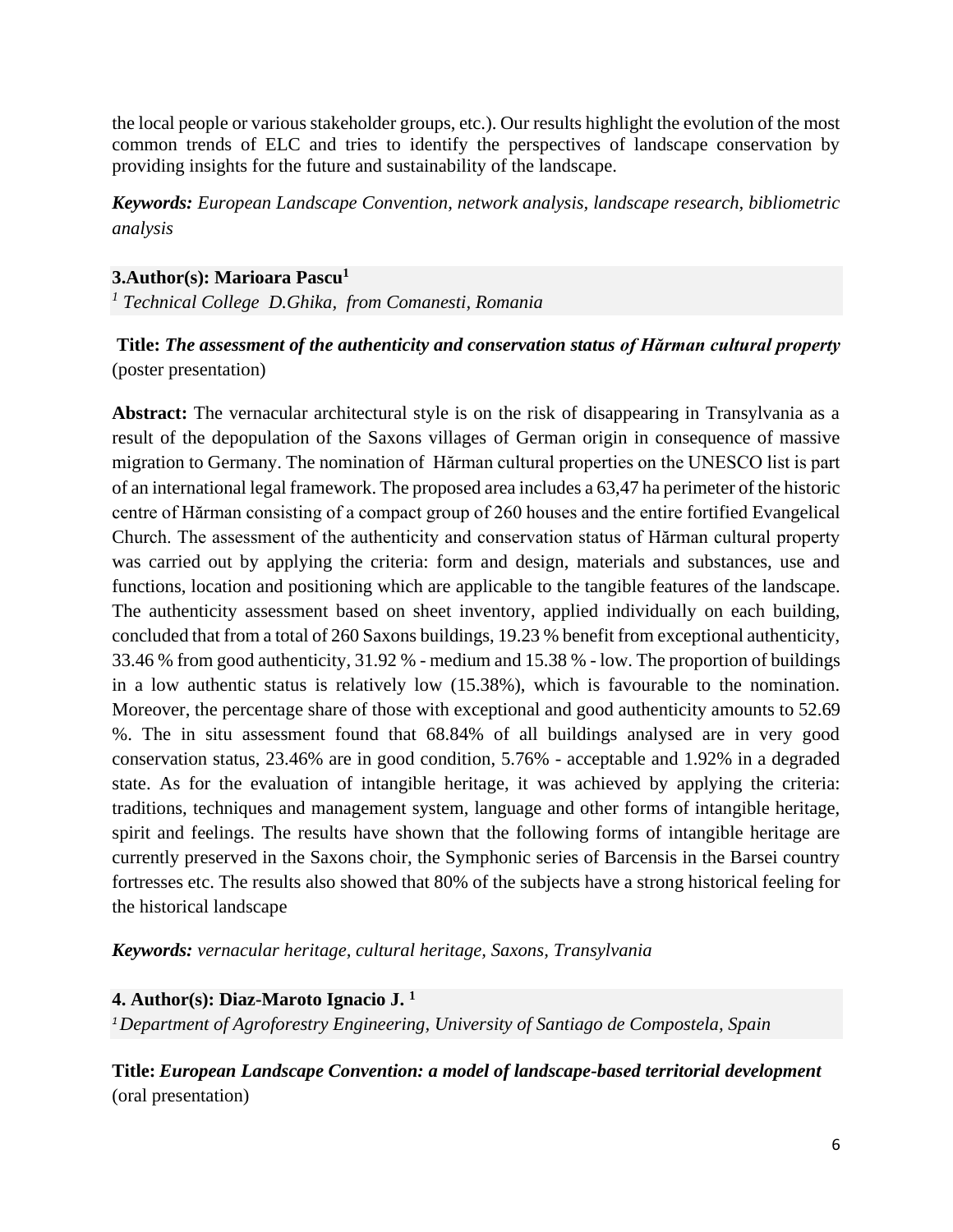the local people or various stakeholder groups, etc.). Our results highlight the evolution of the most common trends of ELC and tries to identify the perspectives of landscape conservation by providing insights for the future and sustainability of the landscape.

***Keywords:*** *European Landscape Convention, network analysis, landscape research, bibliometric analysis*

**3.Author(s): Marioara Pascu[1]**
*[1] Technical College D.Ghika, from Comanesti, Romania*

**Title:** ***The assessment of the authenticity and conservation status of Hărman cultural property*** (poster presentation)

**Abstract:** The vernacular architectural style is on the risk of disappearing in Transylvania as a result of the depopulation of the Saxons villages of German origin in consequence of massive migration to Germany. The nomination of Hărman cultural properties on the UNESCO list is part of an international legal framework. The proposed area includes a 63,47 ha perimeter of the historic centre of Hărman consisting of a compact group of 260 houses and the entire fortified Evangelical Church. The assessment of the authenticity and conservation status of Hărman cultural property was carried out by applying the criteria: form and design, materials and substances, use and functions, location and positioning which are applicable to the tangible features of the landscape. The authenticity assessment based on sheet inventory, applied individually on each building, concluded that from a total of 260 Saxons buildings, 19.23 % benefit from exceptional authenticity, 33.46 % from good authenticity, 31.92 % - medium and 15.38 % - low. The proportion of buildings in a low authentic status is relatively low (15.38%), which is favourable to the nomination. Moreover, the percentage share of those with exceptional and good authenticity amounts to 52.69 %. The in situ assessment found that 68.84% of all buildings analysed are in very good conservation status, 23.46% are in good condition, 5.76% - acceptable and 1.92% in a degraded state. As for the evaluation of intangible heritage, it was achieved by applying the criteria: traditions, techniques and management system, language and other forms of intangible heritage, spirit and feelings. The results have shown that the following forms of intangible heritage are currently preserved in the Saxons choir, the Symphonic series of Barcensis in the Barsei country fortresses etc. The results also showed that 80% of the subjects have a strong historical feeling for the historical landscape

***Keywords:*** *vernacular heritage, cultural heritage, Saxons, Transylvania*

**4. Author(s): Diaz-Maroto Ignacio J. [1]**
*[1] Department of Agroforestry Engineering, University of Santiago de Compostela, Spain*

**Title:** ***European Landscape Convention: a model of landscape-based territorial development*** (oral presentation)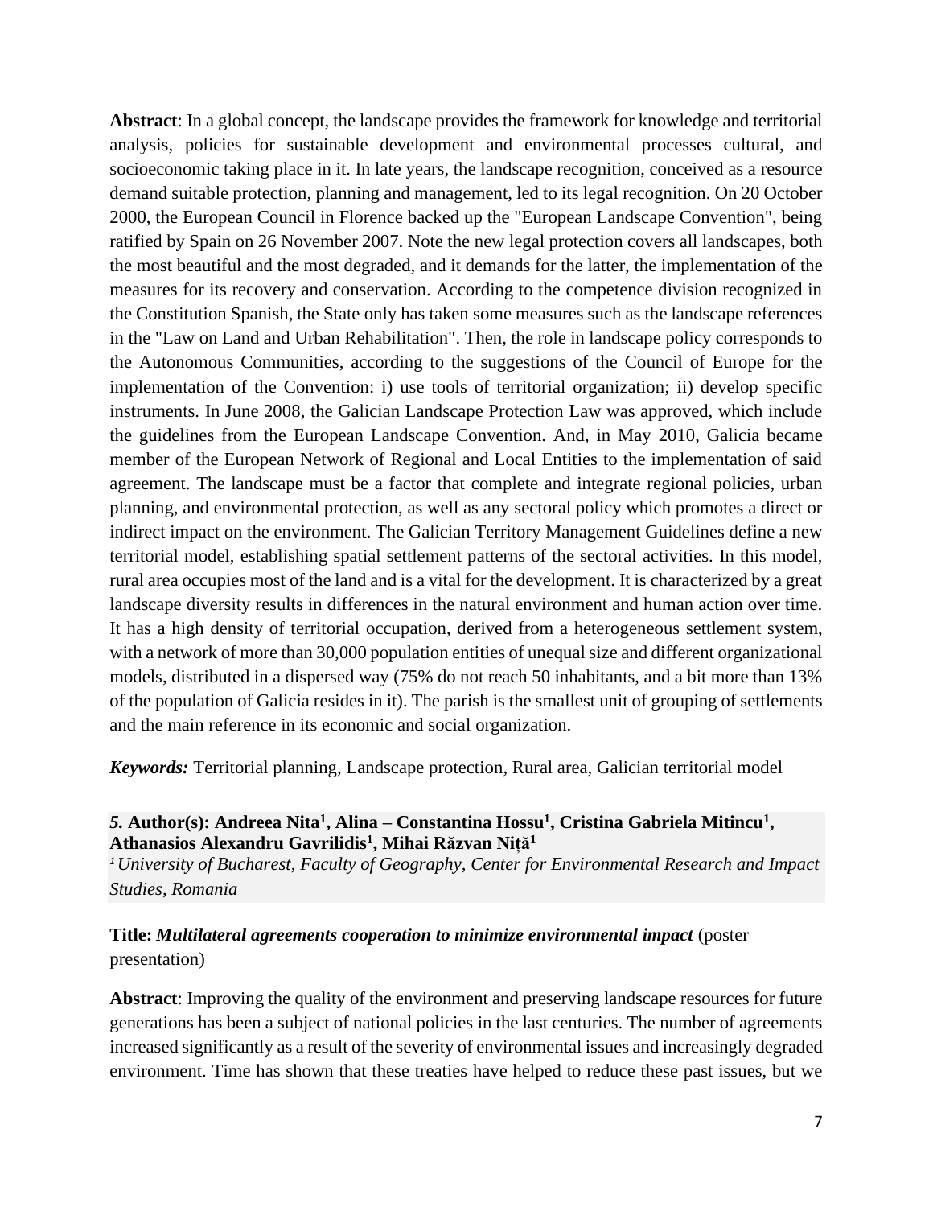**Abstract**: In a global concept, the landscape provides the framework for knowledge and territorial analysis, policies for sustainable development and environmental processes cultural, and socioeconomic taking place in it. In late years, the landscape recognition, conceived as a resource demand suitable protection, planning and management, led to its legal recognition. On 20 October 2000, the European Council in Florence backed up the "European Landscape Convention", being ratified by Spain on 26 November 2007. Note the new legal protection covers all landscapes, both the most beautiful and the most degraded, and it demands for the latter, the implementation of the measures for its recovery and conservation. According to the competence division recognized in the Constitution Spanish, the State only has taken some measures such as the landscape references in the "Law on Land and Urban Rehabilitation". Then, the role in landscape policy corresponds to the Autonomous Communities, according to the suggestions of the Council of Europe for the implementation of the Convention: i) use tools of territorial organization; ii) develop specific instruments. In June 2008, the Galician Landscape Protection Law was approved, which include the guidelines from the European Landscape Convention. And, in May 2010, Galicia became member of the European Network of Regional and Local Entities to the implementation of said agreement. The landscape must be a factor that complete and integrate regional policies, urban planning, and environmental protection, as well as any sectoral policy which promotes a direct or indirect impact on the environment. The Galician Territory Management Guidelines define a new territorial model, establishing spatial settlement patterns of the sectoral activities. In this model, rural area occupies most of the land and is a vital for the development. It is characterized by a great landscape diversity results in differences in the natural environment and human action over time. It has a high density of territorial occupation, derived from a heterogeneous settlement system, with a network of more than 30,000 population entities of unequal size and different organizational models, distributed in a dispersed way (75% do not reach 50 inhabitants, and a bit more than 13% of the population of Galicia resides in it). The parish is the smallest unit of grouping of settlements and the main reference in its economic and social organization.

***Keywords:*** Territorial planning, Landscape protection, Rural area, Galician territorial model

***5.* Author(s): Andreea Nita[1], Alina – Constantina Hossu[1], Cristina Gabriela Mitincu[1], Athanasios Alexandru Gavrilidis[1], Mihai Răzvan Niță[1]**

*[1] University of Bucharest, Faculty of Geography, Center for Environmental Research and Impact Studies, Romania*

**Title:** ***Multilateral agreements cooperation to minimize environmental impact*** (poster presentation)

**Abstract**: Improving the quality of the environment and preserving landscape resources for future generations has been a subject of national policies in the last centuries. The number of agreements increased significantly as a result of the severity of environmental issues and increasingly degraded environment. Time has shown that these treaties have helped to reduce these past issues, but we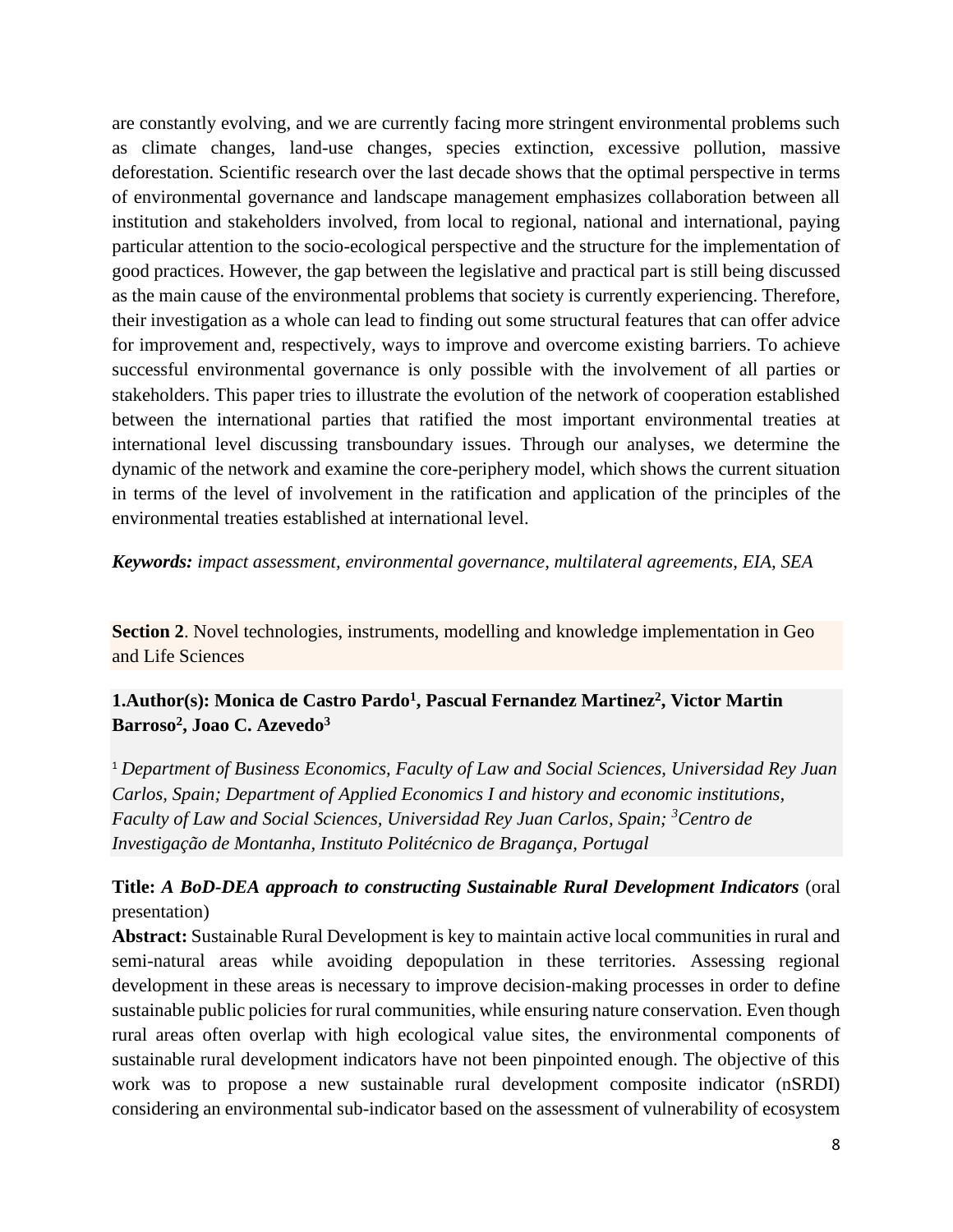are constantly evolving, and we are currently facing more stringent environmental problems such as climate changes, land-use changes, species extinction, excessive pollution, massive deforestation. Scientific research over the last decade shows that the optimal perspective in terms of environmental governance and landscape management emphasizes collaboration between all institution and stakeholders involved, from local to regional, national and international, paying particular attention to the socio-ecological perspective and the structure for the implementation of good practices. However, the gap between the legislative and practical part is still being discussed as the main cause of the environmental problems that society is currently experiencing. Therefore, their investigation as a whole can lead to finding out some structural features that can offer advice for improvement and, respectively, ways to improve and overcome existing barriers. To achieve successful environmental governance is only possible with the involvement of all parties or stakeholders. This paper tries to illustrate the evolution of the network of cooperation established between the international parties that ratified the most important environmental treaties at international level discussing transboundary issues. Through our analyses, we determine the dynamic of the network and examine the core-periphery model, which shows the current situation in terms of the level of involvement in the ratification and application of the principles of the environmental treaties established at international level.

***Keywords:*** *impact assessment, environmental governance, multilateral agreements, EIA, SEA*

**Section 2**. Novel technologies, instruments, modelling and knowledge implementation in Geo and Life Sciences

**1.Author(s): Monica de Castro Pardo[1], Pascual Fernandez Martinez[2], Victor Martin Barroso[2], Joao C. Azevedo[3]**

[1] *Department of Business Economics, Faculty of Law and Social Sciences, Universidad Rey Juan Carlos, Spain; Department of Applied Economics I and history and economic institutions, Faculty of Law and Social Sciences, Universidad Rey Juan Carlos, Spain;* [3]*Centro de Investigação de Montanha, Instituto Politécnico de Bragança, Portugal*

**Title:** ***A BoD-DEA approach to constructing Sustainable Rural Development Indicators*** (oral presentation)

**Abstract:** Sustainable Rural Development is key to maintain active local communities in rural and semi-natural areas while avoiding depopulation in these territories. Assessing regional development in these areas is necessary to improve decision-making processes in order to define sustainable public policies for rural communities, while ensuring nature conservation. Even though rural areas often overlap with high ecological value sites, the environmental components of sustainable rural development indicators have not been pinpointed enough. The objective of this work was to propose a new sustainable rural development composite indicator (nSRDI) considering an environmental sub-indicator based on the assessment of vulnerability of ecosystem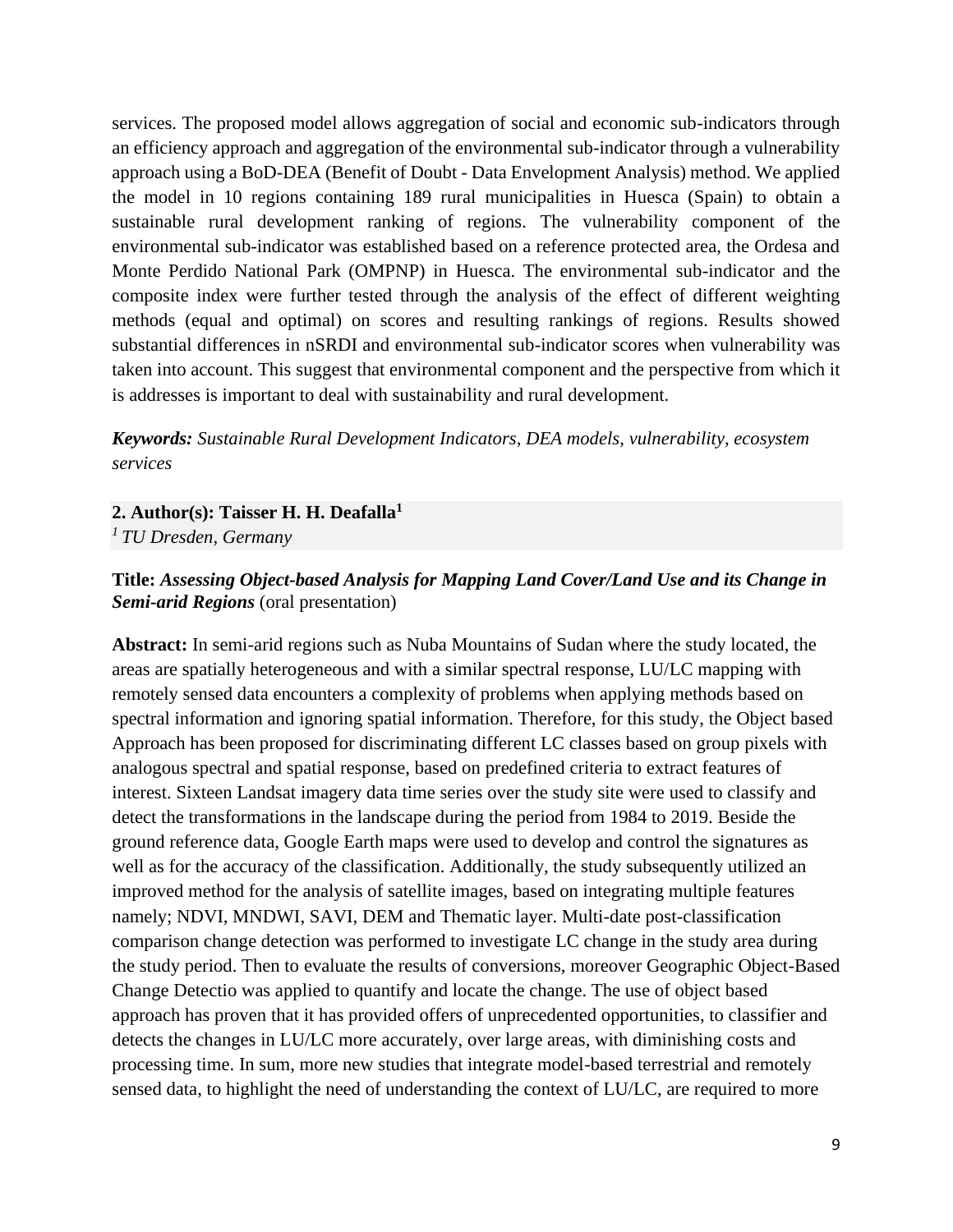services. The proposed model allows aggregation of social and economic sub-indicators through an efficiency approach and aggregation of the environmental sub-indicator through a vulnerability approach using a BoD-DEA (Benefit of Doubt - Data Envelopment Analysis) method. We applied the model in 10 regions containing 189 rural municipalities in Huesca (Spain) to obtain a sustainable rural development ranking of regions. The vulnerability component of the environmental sub-indicator was established based on a reference protected area, the Ordesa and Monte Perdido National Park (OMPNP) in Huesca. The environmental sub-indicator and the composite index were further tested through the analysis of the effect of different weighting methods (equal and optimal) on scores and resulting rankings of regions. Results showed substantial differences in nSRDI and environmental sub-indicator scores when vulnerability was taken into account. This suggest that environmental component and the perspective from which it is addresses is important to deal with sustainability and rural development.

***Keywords:*** *Sustainable Rural Development Indicators, DEA models, vulnerability, ecosystem services*

**2. Author(s): Taisser H. H. Deafalla[1]**
*[1] TU Dresden, Germany*

**Title:** ***Assessing Object-based Analysis for Mapping Land Cover/Land Use and its Change in Semi-arid Regions*** (oral presentation)

**Abstract:** In semi-arid regions such as Nuba Mountains of Sudan where the study located, the areas are spatially heterogeneous and with a similar spectral response, LU/LC mapping with remotely sensed data encounters a complexity of problems when applying methods based on spectral information and ignoring spatial information. Therefore, for this study, the Object based Approach has been proposed for discriminating different LC classes based on group pixels with analogous spectral and spatial response, based on predefined criteria to extract features of interest. Sixteen Landsat imagery data time series over the study site were used to classify and detect the transformations in the landscape during the period from 1984 to 2019. Beside the ground reference data, Google Earth maps were used to develop and control the signatures as well as for the accuracy of the classification. Additionally, the study subsequently utilized an improved method for the analysis of satellite images, based on integrating multiple features namely; NDVI, MNDWI, SAVI, DEM and Thematic layer. Multi-date post-classification comparison change detection was performed to investigate LC change in the study area during the study period. Then to evaluate the results of conversions, moreover Geographic Object-Based Change Detectio was applied to quantify and locate the change. The use of object based approach has proven that it has provided offers of unprecedented opportunities, to classifier and detects the changes in LU/LC more accurately, over large areas, with diminishing costs and processing time. In sum, more new studies that integrate model-based terrestrial and remotely sensed data, to highlight the need of understanding the context of LU/LC, are required to more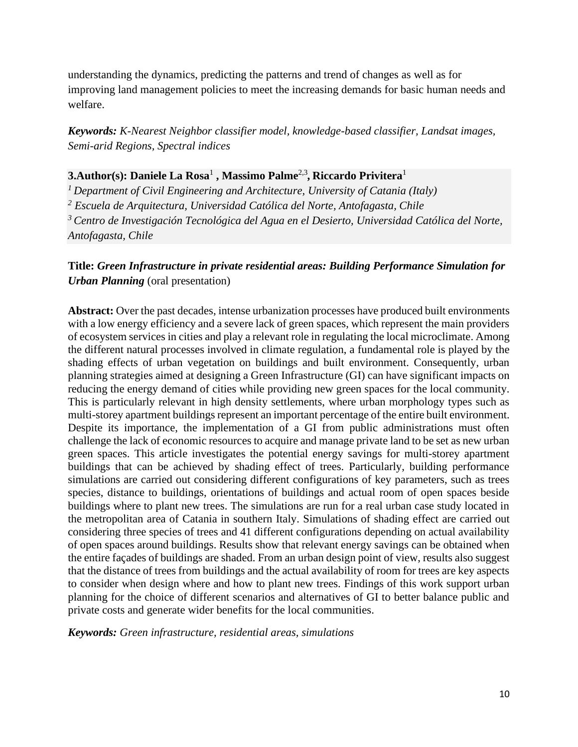understanding the dynamics, predicting the patterns and trend of changes as well as for improving land management policies to meet the increasing demands for basic human needs and welfare.

***Keywords:*** *K-Nearest Neighbor classifier model, knowledge-based classifier, Landsat images, Semi-arid Regions, Spectral indices*

**3.Author(s): Daniele La Rosa**[1] **, Massimo Palme**[2,3]**, Riccardo Privitera**[1]

[1] *Department of Civil Engineering and Architecture, University of Catania (Italy)*
[2] *Escuela de Arquitectura, Universidad Católica del Norte, Antofagasta, Chile*
[3] *Centro de Investigación Tecnológica del Agua en el Desierto, Universidad Católica del Norte, Antofagasta, Chile*

**Title:** ***Green Infrastructure in private residential areas: Building Performance Simulation for Urban Planning*** (oral presentation)

**Abstract:** Over the past decades, intense urbanization processes have produced built environments with a low energy efficiency and a severe lack of green spaces, which represent the main providers of ecosystem services in cities and play a relevant role in regulating the local microclimate. Among the different natural processes involved in climate regulation, a fundamental role is played by the shading effects of urban vegetation on buildings and built environment. Consequently, urban planning strategies aimed at designing a Green Infrastructure (GI) can have significant impacts on reducing the energy demand of cities while providing new green spaces for the local community. This is particularly relevant in high density settlements, where urban morphology types such as multi-storey apartment buildings represent an important percentage of the entire built environment. Despite its importance, the implementation of a GI from public administrations must often challenge the lack of economic resources to acquire and manage private land to be set as new urban green spaces. This article investigates the potential energy savings for multi-storey apartment buildings that can be achieved by shading effect of trees. Particularly, building performance simulations are carried out considering different configurations of key parameters, such as trees species, distance to buildings, orientations of buildings and actual room of open spaces beside buildings where to plant new trees. The simulations are run for a real urban case study located in the metropolitan area of Catania in southern Italy. Simulations of shading effect are carried out considering three species of trees and 41 different configurations depending on actual availability of open spaces around buildings. Results show that relevant energy savings can be obtained when the entire façades of buildings are shaded. From an urban design point of view, results also suggest that the distance of trees from buildings and the actual availability of room for trees are key aspects to consider when design where and how to plant new trees. Findings of this work support urban planning for the choice of different scenarios and alternatives of GI to better balance public and private costs and generate wider benefits for the local communities.

***Keywords:*** *Green infrastructure, residential areas, simulations*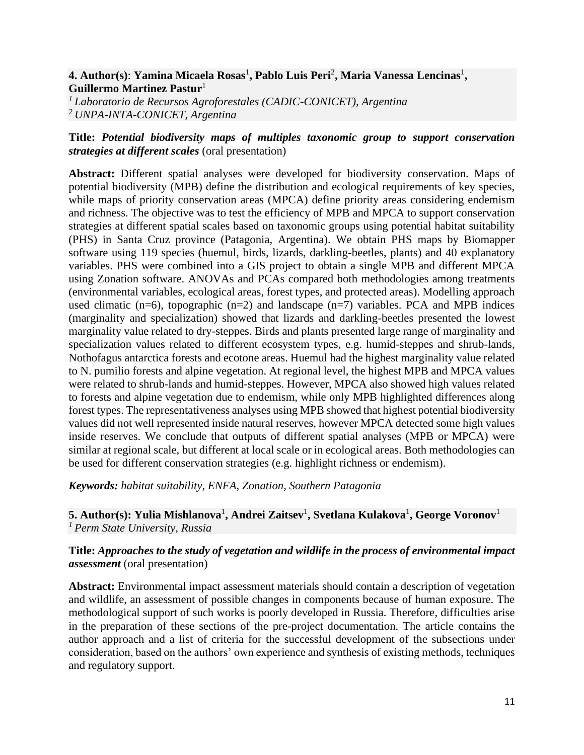**4. Author(s)**: **Yamina Micaela Rosas**[1], **Pablo Luis Peri**[2], **Maria Vanessa Lencinas**[1], **Guillermo Martinez Pastur**[1]
*[1] Laboratorio de Recursos Agroforestales (CADIC-CONICET), Argentina*
*[2] UNPA-INTA-CONICET, Argentina*

**Title:** ***Potential biodiversity maps of multiples taxonomic group to support conservation strategies at different scales*** (oral presentation)

**Abstract:** Different spatial analyses were developed for biodiversity conservation. Maps of potential biodiversity (MPB) define the distribution and ecological requirements of key species, while maps of priority conservation areas (MPCA) define priority areas considering endemism and richness. The objective was to test the efficiency of MPB and MPCA to support conservation strategies at different spatial scales based on taxonomic groups using potential habitat suitability (PHS) in Santa Cruz province (Patagonia, Argentina). We obtain PHS maps by Biomapper software using 119 species (huemul, birds, lizards, darkling-beetles, plants) and 40 explanatory variables. PHS were combined into a GIS project to obtain a single MPB and different MPCA using Zonation software. ANOVAs and PCAs compared both methodologies among treatments (environmental variables, ecological areas, forest types, and protected areas). Modelling approach used climatic (n=6), topographic (n=2) and landscape (n=7) variables. PCA and MPB indices (marginality and specialization) showed that lizards and darkling-beetles presented the lowest marginality value related to dry-steppes. Birds and plants presented large range of marginality and specialization values related to different ecosystem types, e.g. humid-steppes and shrub-lands, Nothofagus antarctica forests and ecotone areas. Huemul had the highest marginality value related to N. pumilio forests and alpine vegetation. At regional level, the highest MPB and MPCA values were related to shrub-lands and humid-steppes. However, MPCA also showed high values related to forests and alpine vegetation due to endemism, while only MPB highlighted differences along forest types. The representativeness analyses using MPB showed that highest potential biodiversity values did not well represented inside natural reserves, however MPCA detected some high values inside reserves. We conclude that outputs of different spatial analyses (MPB or MPCA) were similar at regional scale, but different at local scale or in ecological areas. Both methodologies can be used for different conservation strategies (e.g. highlight richness or endemism).

***Keywords:*** *habitat suitability, ENFA, Zonation, Southern Patagonia*

**5. Author(s): Yulia Mishlanova**[1], **Andrei Zaitsev**[1], **Svetlana Kulakova**[1], **George Voronov**[1]
*[1] Perm State University, Russia*

**Title:** ***Approaches to the study of vegetation and wildlife in the process of environmental impact assessment*** (oral presentation)

**Abstract:** Environmental impact assessment materials should contain a description of vegetation and wildlife, an assessment of possible changes in components because of human exposure. The methodological support of such works is poorly developed in Russia. Therefore, difficulties arise in the preparation of these sections of the pre-project documentation. The article contains the author approach and a list of criteria for the successful development of the subsections under consideration, based on the authors' own experience and synthesis of existing methods, techniques and regulatory support.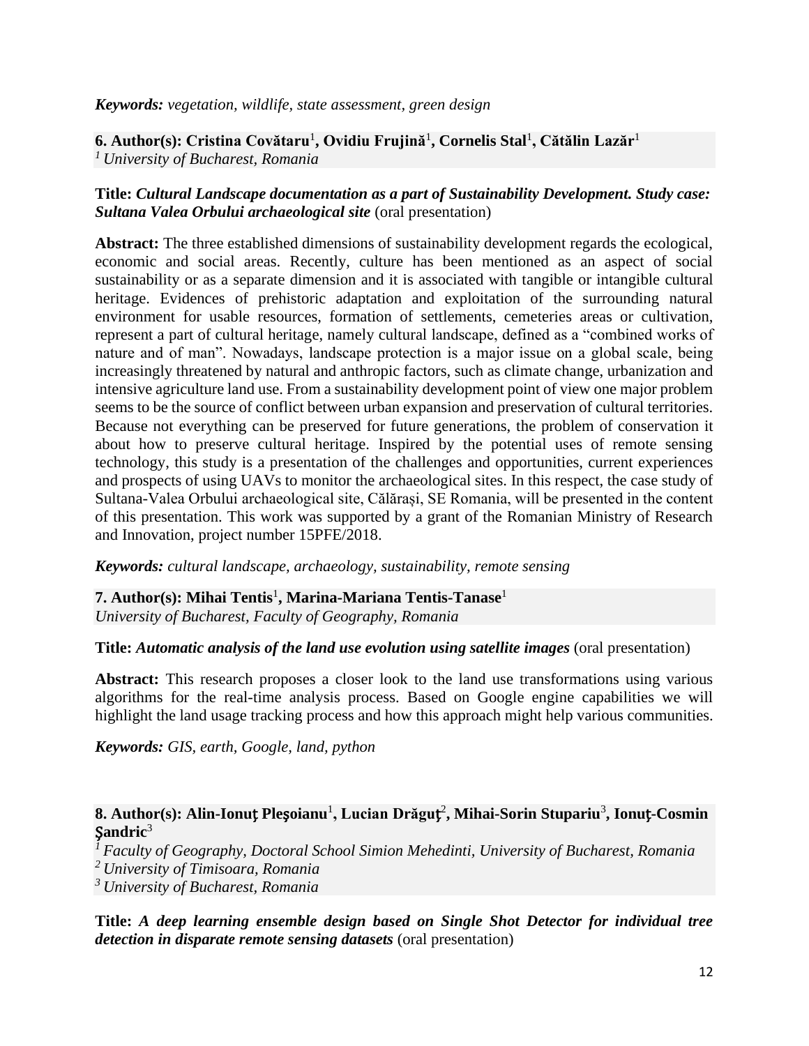***Keywords:*** *vegetation, wildlife, state assessment, green design*

**6. Author(s): Cristina Covătaru[1], Ovidiu Frujină[1], Cornelis Stal[1], Cătălin Lazăr[1]**
*[1] University of Bucharest, Romania*

**Title:** ***Cultural Landscape documentation as a part of Sustainability Development. Study case: Sultana Valea Orbului archaeological site*** (oral presentation)

**Abstract:** The three established dimensions of sustainability development regards the ecological, economic and social areas. Recently, culture has been mentioned as an aspect of social sustainability or as a separate dimension and it is associated with tangible or intangible cultural heritage. Evidences of prehistoric adaptation and exploitation of the surrounding natural environment for usable resources, formation of settlements, cemeteries areas or cultivation, represent a part of cultural heritage, namely cultural landscape, defined as a "combined works of nature and of man". Nowadays, landscape protection is a major issue on a global scale, being increasingly threatened by natural and anthropic factors, such as climate change, urbanization and intensive agriculture land use. From a sustainability development point of view one major problem seems to be the source of conflict between urban expansion and preservation of cultural territories. Because not everything can be preserved for future generations, the problem of conservation it about how to preserve cultural heritage. Inspired by the potential uses of remote sensing technology, this study is a presentation of the challenges and opportunities, current experiences and prospects of using UAVs to monitor the archaeological sites. In this respect, the case study of Sultana-Valea Orbului archaeological site, Călărași, SE Romania, will be presented in the content of this presentation. This work was supported by a grant of the Romanian Ministry of Research and Innovation, project number 15PFE/2018.

***Keywords:*** *cultural landscape, archaeology, sustainability, remote sensing*

**7. Author(s): Mihai Tentis[1], Marina-Mariana Tentis-Tanase[1]**
*University of Bucharest, Faculty of Geography, Romania*

**Title:** ***Automatic analysis of the land use evolution using satellite images*** (oral presentation)

**Abstract:** This research proposes a closer look to the land use transformations using various algorithms for the real-time analysis process. Based on Google engine capabilities we will highlight the land usage tracking process and how this approach might help various communities.

***Keywords:*** *GIS, earth, Google, land, python*

**8. Author(s): Alin-Ionuţ Pleşoianu[1], Lucian Drăguţ[2], Mihai-Sorin Stupariu[3], Ionuţ-Cosmin Şandric[3]**
*[1] Faculty of Geography, Doctoral School Simion Mehedinti, University of Bucharest, Romania*
*[2] University of Timisoara, Romania*
*[3] University of Bucharest, Romania*

**Title:** ***A deep learning ensemble design based on Single Shot Detector for individual tree detection in disparate remote sensing datasets*** (oral presentation)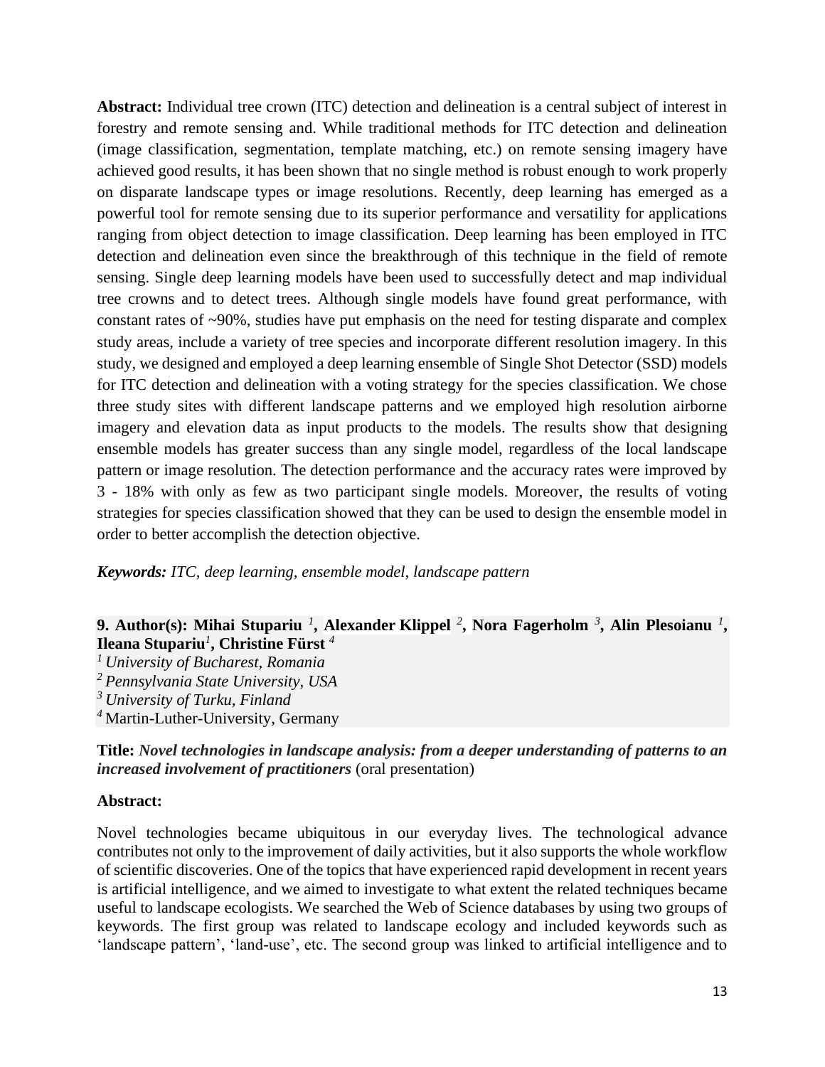**Abstract:** Individual tree crown (ITC) detection and delineation is a central subject of interest in forestry and remote sensing and. While traditional methods for ITC detection and delineation (image classification, segmentation, template matching, etc.) on remote sensing imagery have achieved good results, it has been shown that no single method is robust enough to work properly on disparate landscape types or image resolutions. Recently, deep learning has emerged as a powerful tool for remote sensing due to its superior performance and versatility for applications ranging from object detection to image classification. Deep learning has been employed in ITC detection and delineation even since the breakthrough of this technique in the field of remote sensing. Single deep learning models have been used to successfully detect and map individual tree crowns and to detect trees. Although single models have found great performance, with constant rates of ~90%, studies have put emphasis on the need for testing disparate and complex study areas, include a variety of tree species and incorporate different resolution imagery. In this study, we designed and employed a deep learning ensemble of Single Shot Detector (SSD) models for ITC detection and delineation with a voting strategy for the species classification. We chose three study sites with different landscape patterns and we employed high resolution airborne imagery and elevation data as input products to the models. The results show that designing ensemble models has greater success than any single model, regardless of the local landscape pattern or image resolution. The detection performance and the accuracy rates were improved by 3 - 18% with only as few as two participant single models. Moreover, the results of voting strategies for species classification showed that they can be used to design the ensemble model in order to better accomplish the detection objective.

***Keywords:*** *ITC, deep learning, ensemble model, landscape pattern*

**9. Author(s): Mihai Stupariu [1], Alexander Klippel [2], Nora Fagerholm [3], Alin Plesoianu [1], Ileana Stupariu[1], Christine Fürst [4]**

[1] *University of Bucharest, Romania*
[2] *Pennsylvania State University, USA*
[3] *University of Turku, Finland*
[4] Martin-Luther-University, Germany

**Title:** ***Novel technologies in landscape analysis: from a deeper understanding of patterns to an increased involvement of practitioners*** (oral presentation)

**Abstract:**

Novel technologies became ubiquitous in our everyday lives. The technological advance contributes not only to the improvement of daily activities, but it also supports the whole workflow of scientific discoveries. One of the topics that have experienced rapid development in recent years is artificial intelligence, and we aimed to investigate to what extent the related techniques became useful to landscape ecologists. We searched the Web of Science databases by using two groups of keywords. The first group was related to landscape ecology and included keywords such as 'landscape pattern', 'land-use', etc. The second group was linked to artificial intelligence and to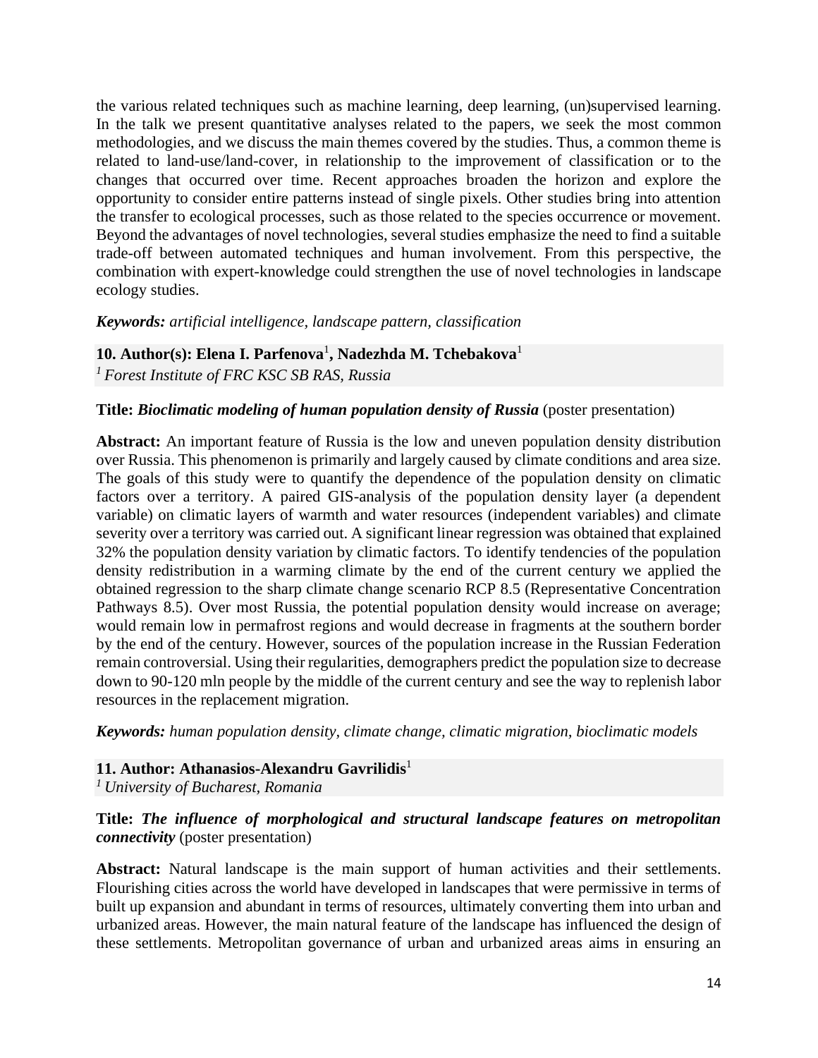the various related techniques such as machine learning, deep learning, (un)supervised learning. In the talk we present quantitative analyses related to the papers, we seek the most common methodologies, and we discuss the main themes covered by the studies. Thus, a common theme is related to land-use/land-cover, in relationship to the improvement of classification or to the changes that occurred over time. Recent approaches broaden the horizon and explore the opportunity to consider entire patterns instead of single pixels. Other studies bring into attention the transfer to ecological processes, such as those related to the species occurrence or movement. Beyond the advantages of novel technologies, several studies emphasize the need to find a suitable trade-off between automated techniques and human involvement. From this perspective, the combination with expert-knowledge could strengthen the use of novel technologies in landscape ecology studies.

***Keywords:*** *artificial intelligence, landscape pattern, classification*

**10. Author(s): Elena I. Parfenova**[1]**, Nadezhda M. Tchebakova**[1]
[1] *Forest Institute of FRC KSC SB RAS, Russia*

**Title:** ***Bioclimatic modeling of human population density of Russia*** (poster presentation)

**Abstract:** An important feature of Russia is the low and uneven population density distribution over Russia. This phenomenon is primarily and largely caused by climate conditions and area size. The goals of this study were to quantify the dependence of the population density on climatic factors over a territory. A paired GIS-analysis of the population density layer (a dependent variable) on climatic layers of warmth and water resources (independent variables) and climate severity over a territory was carried out. A significant linear regression was obtained that explained 32% the population density variation by climatic factors. To identify tendencies of the population density redistribution in a warming climate by the end of the current century we applied the obtained regression to the sharp climate change scenario RCP 8.5 (Representative Concentration Pathways 8.5). Over most Russia, the potential population density would increase on average; would remain low in permafrost regions and would decrease in fragments at the southern border by the end of the century. However, sources of the population increase in the Russian Federation remain controversial. Using their regularities, demographers predict the population size to decrease down to 90-120 mln people by the middle of the current century and see the way to replenish labor resources in the replacement migration.

***Keywords:*** *human population density, climate change, climatic migration, bioclimatic models*

**11. Author: Athanasios-Alexandru Gavrilidis**[1]
[1] *University of Bucharest, Romania*

**Title:** ***The influence of morphological and structural landscape features on metropolitan connectivity*** (poster presentation)

**Abstract:** Natural landscape is the main support of human activities and their settlements. Flourishing cities across the world have developed in landscapes that were permissive in terms of built up expansion and abundant in terms of resources, ultimately converting them into urban and urbanized areas. However, the main natural feature of the landscape has influenced the design of these settlements. Metropolitan governance of urban and urbanized areas aims in ensuring an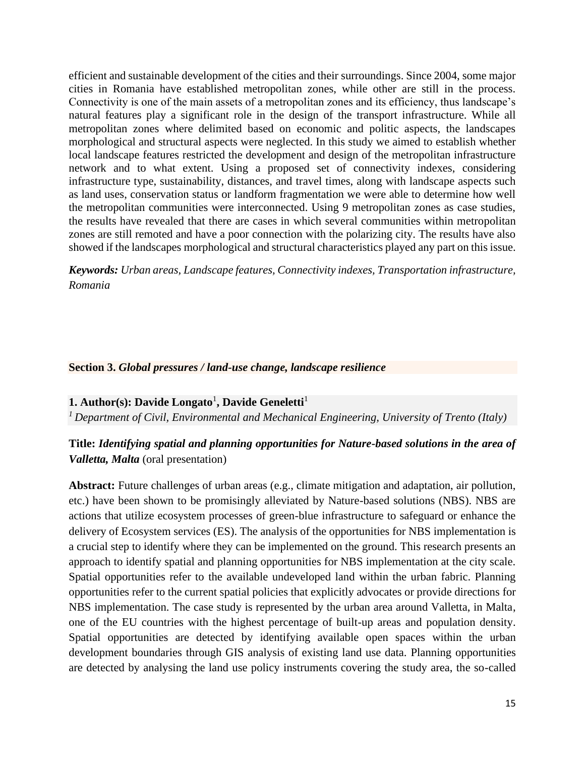efficient and sustainable development of the cities and their surroundings. Since 2004, some major cities in Romania have established metropolitan zones, while other are still in the process. Connectivity is one of the main assets of a metropolitan zones and its efficiency, thus landscape's natural features play a significant role in the design of the transport infrastructure. While all metropolitan zones where delimited based on economic and politic aspects, the landscapes morphological and structural aspects were neglected. In this study we aimed to establish whether local landscape features restricted the development and design of the metropolitan infrastructure network and to what extent. Using a proposed set of connectivity indexes, considering infrastructure type, sustainability, distances, and travel times, along with landscape aspects such as land uses, conservation status or landform fragmentation we were able to determine how well the metropolitan communities were interconnected. Using 9 metropolitan zones as case studies, the results have revealed that there are cases in which several communities within metropolitan zones are still remoted and have a poor connection with the polarizing city. The results have also showed if the landscapes morphological and structural characteristics played any part on this issue.

***Keywords:*** *Urban areas, Landscape features, Connectivity indexes, Transportation infrastructure, Romania*

## Section 3. *Global pressures / land-use change, landscape resilience*

**1. Author(s): Davide Longato[1], Davide Geneletti[1]**
*[1] Department of Civil, Environmental and Mechanical Engineering, University of Trento (Italy)*

**Title: *Identifying spatial and planning opportunities for Nature-based solutions in the area of Valletta, Malta*** (oral presentation)

**Abstract:** Future challenges of urban areas (e.g., climate mitigation and adaptation, air pollution, etc.) have been shown to be promisingly alleviated by Nature-based solutions (NBS). NBS are actions that utilize ecosystem processes of green-blue infrastructure to safeguard or enhance the delivery of Ecosystem services (ES). The analysis of the opportunities for NBS implementation is a crucial step to identify where they can be implemented on the ground. This research presents an approach to identify spatial and planning opportunities for NBS implementation at the city scale. Spatial opportunities refer to the available undeveloped land within the urban fabric. Planning opportunities refer to the current spatial policies that explicitly advocates or provide directions for NBS implementation. The case study is represented by the urban area around Valletta, in Malta, one of the EU countries with the highest percentage of built-up areas and population density. Spatial opportunities are detected by identifying available open spaces within the urban development boundaries through GIS analysis of existing land use data. Planning opportunities are detected by analysing the land use policy instruments covering the study area, the so-called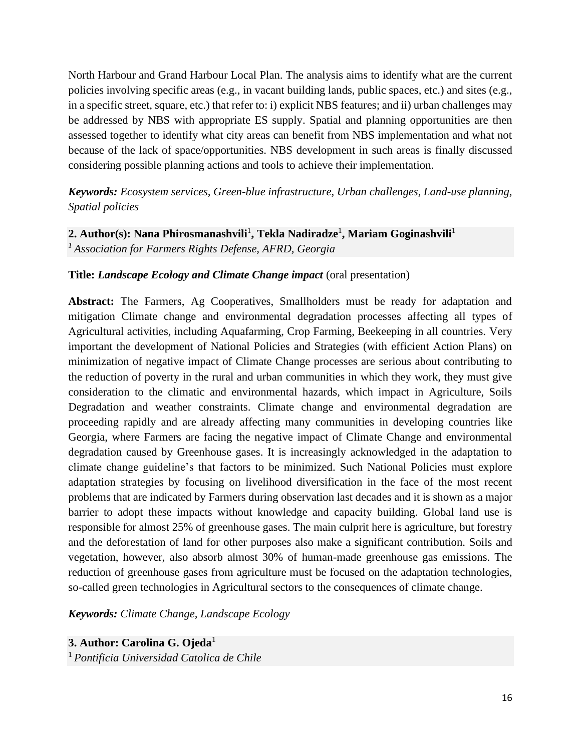North Harbour and Grand Harbour Local Plan. The analysis aims to identify what are the current policies involving specific areas (e.g., in vacant building lands, public spaces, etc.) and sites (e.g., in a specific street, square, etc.) that refer to: i) explicit NBS features; and ii) urban challenges may be addressed by NBS with appropriate ES supply. Spatial and planning opportunities are then assessed together to identify what city areas can benefit from NBS implementation and what not because of the lack of space/opportunities. NBS development in such areas is finally discussed considering possible planning actions and tools to achieve their implementation.

***Keywords:*** *Ecosystem services, Green-blue infrastructure, Urban challenges, Land-use planning, Spatial policies*

**2. Author(s): Nana Phirosmanashvili[1], Tekla Nadiradze[1], Mariam Goginashvili[1]**
*[1] Association for Farmers Rights Defense, AFRD, Georgia*

**Title:** ***Landscape Ecology and Climate Change impact*** (oral presentation)

**Abstract:** The Farmers, Ag Cooperatives, Smallholders must be ready for adaptation and mitigation Climate change and environmental degradation processes affecting all types of Agricultural activities, including Aquafarming, Crop Farming, Beekeeping in all countries. Very important the development of National Policies and Strategies (with efficient Action Plans) on minimization of negative impact of Climate Change processes are serious about contributing to the reduction of poverty in the rural and urban communities in which they work, they must give consideration to the climatic and environmental hazards, which impact in Agriculture, Soils Degradation and weather constraints. Climate change and environmental degradation are proceeding rapidly and are already affecting many communities in developing countries like Georgia, where Farmers are facing the negative impact of Climate Change and environmental degradation caused by Greenhouse gases. It is increasingly acknowledged in the adaptation to climate change guideline's that factors to be minimized. Such National Policies must explore adaptation strategies by focusing on livelihood diversification in the face of the most recent problems that are indicated by Farmers during observation last decades and it is shown as a major barrier to adopt these impacts without knowledge and capacity building. Global land use is responsible for almost 25% of greenhouse gases. The main culprit here is agriculture, but forestry and the deforestation of land for other purposes also make a significant contribution. Soils and vegetation, however, also absorb almost 30% of human-made greenhouse gas emissions. The reduction of greenhouse gases from agriculture must be focused on the adaptation technologies, so-called green technologies in Agricultural sectors to the consequences of climate change.

***Keywords:*** *Climate Change, Landscape Ecology*

**3. Author: Carolina G. Ojeda[1]**
*[1] Pontificia Universidad Catolica de Chile*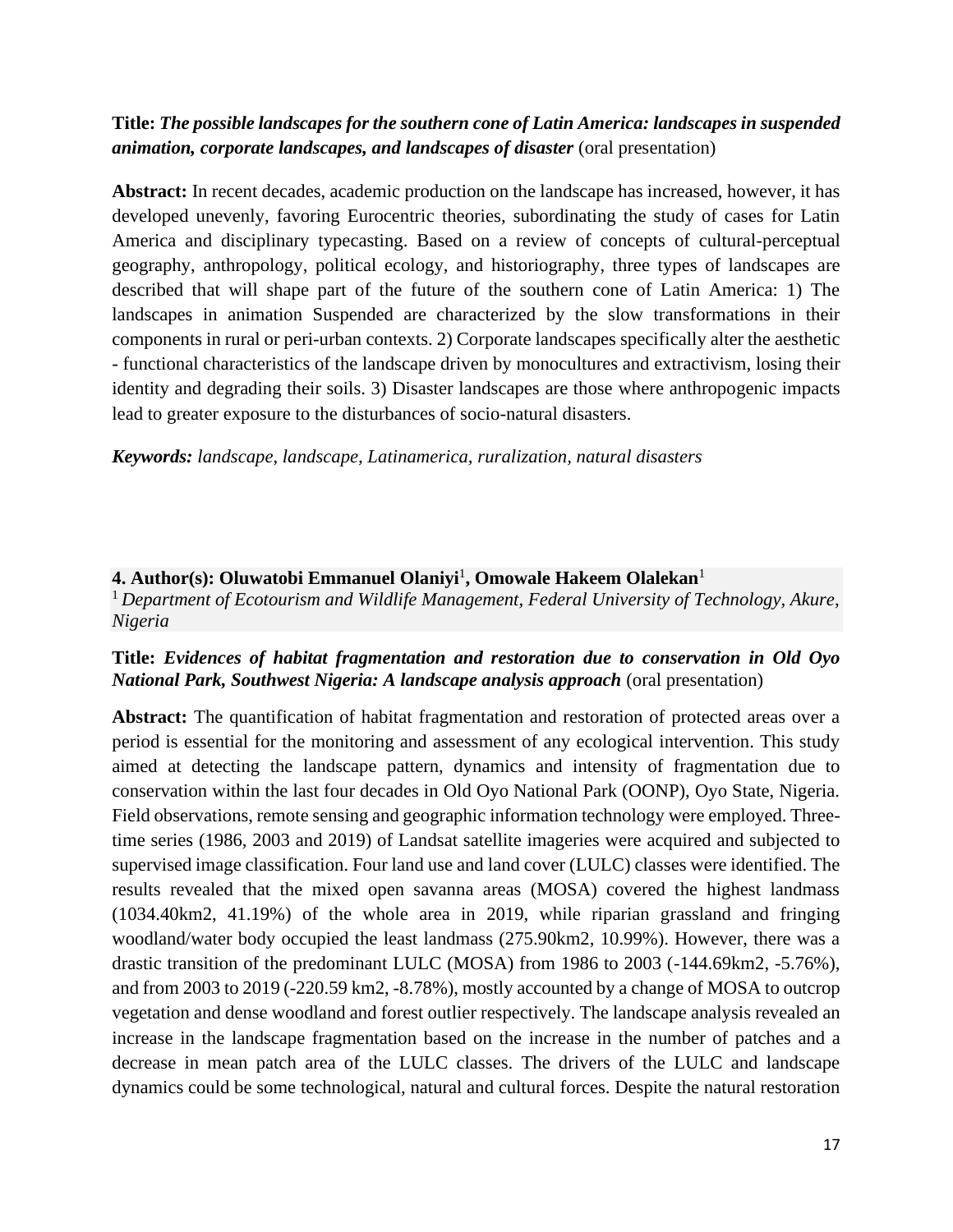**Title:** ***The possible landscapes for the southern cone of Latin America: landscapes in suspended animation, corporate landscapes, and landscapes of disaster*** (oral presentation)

**Abstract:** In recent decades, academic production on the landscape has increased, however, it has developed unevenly, favoring Eurocentric theories, subordinating the study of cases for Latin America and disciplinary typecasting. Based on a review of concepts of cultural-perceptual geography, anthropology, political ecology, and historiography, three types of landscapes are described that will shape part of the future of the southern cone of Latin America: 1) The landscapes in animation Suspended are characterized by the slow transformations in their components in rural or peri-urban contexts. 2) Corporate landscapes specifically alter the aesthetic - functional characteristics of the landscape driven by monocultures and extractivism, losing their identity and degrading their soils. 3) Disaster landscapes are those where anthropogenic impacts lead to greater exposure to the disturbances of socio-natural disasters.

***Keywords:*** *landscape, landscape, Latinamerica, ruralization, natural disasters*

**4. Author(s): Oluwatobi Emmanuel Olaniyi[1], Omowale Hakeem Olalekan[1]**

[1] *Department of Ecotourism and Wildlife Management, Federal University of Technology, Akure, Nigeria*

**Title:** ***Evidences of habitat fragmentation and restoration due to conservation in Old Oyo National Park, Southwest Nigeria: A landscape analysis approach*** (oral presentation)

**Abstract:** The quantification of habitat fragmentation and restoration of protected areas over a period is essential for the monitoring and assessment of any ecological intervention. This study aimed at detecting the landscape pattern, dynamics and intensity of fragmentation due to conservation within the last four decades in Old Oyo National Park (OONP), Oyo State, Nigeria. Field observations, remote sensing and geographic information technology were employed. Three-time series (1986, 2003 and 2019) of Landsat satellite imageries were acquired and subjected to supervised image classification. Four land use and land cover (LULC) classes were identified. The results revealed that the mixed open savanna areas (MOSA) covered the highest landmass (1034.40km2, 41.19%) of the whole area in 2019, while riparian grassland and fringing woodland/water body occupied the least landmass (275.90km2, 10.99%). However, there was a drastic transition of the predominant LULC (MOSA) from 1986 to 2003 (-144.69km2, -5.76%), and from 2003 to 2019 (-220.59 km2, -8.78%), mostly accounted by a change of MOSA to outcrop vegetation and dense woodland and forest outlier respectively. The landscape analysis revealed an increase in the landscape fragmentation based on the increase in the number of patches and a decrease in mean patch area of the LULC classes. The drivers of the LULC and landscape dynamics could be some technological, natural and cultural forces. Despite the natural restoration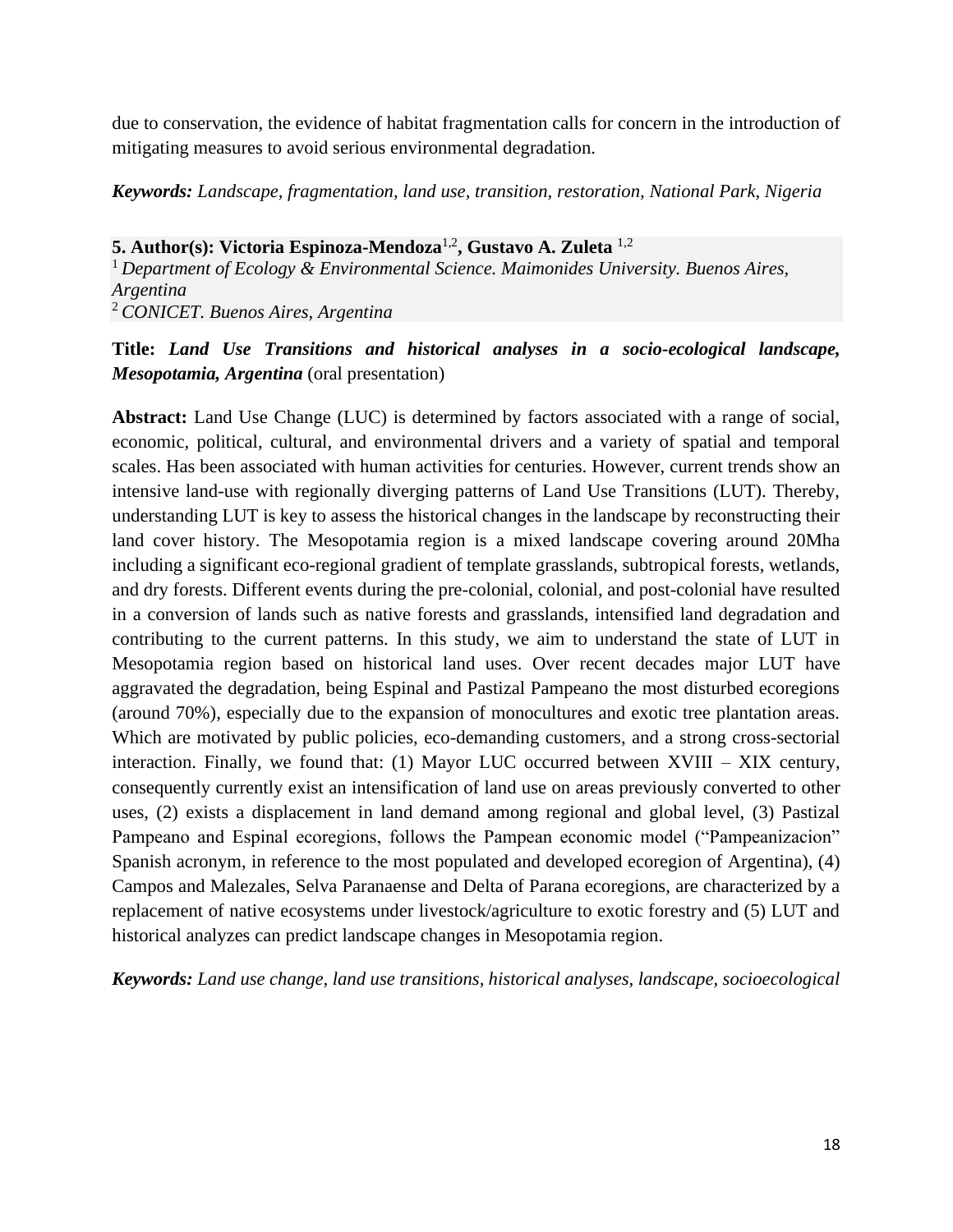due to conservation, the evidence of habitat fragmentation calls for concern in the introduction of mitigating measures to avoid serious environmental degradation.

***Keywords:*** *Landscape, fragmentation, land use, transition, restoration, National Park, Nigeria*

**5. Author(s): Victoria Espinoza-Mendoza[1,2], Gustavo A. Zuleta [1,2]**
[1] *Department of Ecology & Environmental Science. Maimonides University. Buenos Aires, Argentina*
[2] *CONICET. Buenos Aires, Argentina*

**Title:** ***Land Use Transitions and historical analyses in a socio-ecological landscape, Mesopotamia, Argentina*** (oral presentation)

**Abstract:** Land Use Change (LUC) is determined by factors associated with a range of social, economic, political, cultural, and environmental drivers and a variety of spatial and temporal scales. Has been associated with human activities for centuries. However, current trends show an intensive land-use with regionally diverging patterns of Land Use Transitions (LUT). Thereby, understanding LUT is key to assess the historical changes in the landscape by reconstructing their land cover history. The Mesopotamia region is a mixed landscape covering around 20Mha including a significant eco-regional gradient of template grasslands, subtropical forests, wetlands, and dry forests. Different events during the pre-colonial, colonial, and post-colonial have resulted in a conversion of lands such as native forests and grasslands, intensified land degradation and contributing to the current patterns. In this study, we aim to understand the state of LUT in Mesopotamia region based on historical land uses. Over recent decades major LUT have aggravated the degradation, being Espinal and Pastizal Pampeano the most disturbed ecoregions (around 70%), especially due to the expansion of monocultures and exotic tree plantation areas. Which are motivated by public policies, eco-demanding customers, and a strong cross-sectorial interaction. Finally, we found that: (1) Mayor LUC occurred between XVIII – XIX century, consequently currently exist an intensification of land use on areas previously converted to other uses, (2) exists a displacement in land demand among regional and global level, (3) Pastizal Pampeano and Espinal ecoregions, follows the Pampean economic model ("Pampeanizacion" Spanish acronym, in reference to the most populated and developed ecoregion of Argentina), (4) Campos and Malezales, Selva Paranaense and Delta of Parana ecoregions, are characterized by a replacement of native ecosystems under livestock/agriculture to exotic forestry and (5) LUT and historical analyzes can predict landscape changes in Mesopotamia region.

***Keywords:*** *Land use change, land use transitions, historical analyses, landscape, socioecological*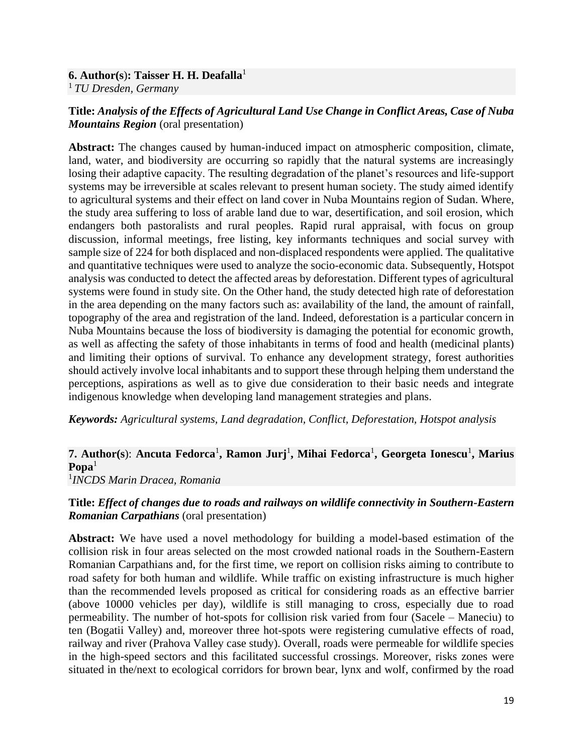**6. Author(s): Taisser H. H. Deafalla**[1]
[1] *TU Dresden, Germany*

**Title:** ***Analysis of the Effects of Agricultural Land Use Change in Conflict Areas, Case of Nuba Mountains Region*** (oral presentation)

**Abstract:** The changes caused by human-induced impact on atmospheric composition, climate, land, water, and biodiversity are occurring so rapidly that the natural systems are increasingly losing their adaptive capacity. The resulting degradation of the planet's resources and life-support systems may be irreversible at scales relevant to present human society. The study aimed identify to agricultural systems and their effect on land cover in Nuba Mountains region of Sudan. Where, the study area suffering to loss of arable land due to war, desertification, and soil erosion, which endangers both pastoralists and rural peoples. Rapid rural appraisal, with focus on group discussion, informal meetings, free listing, key informants techniques and social survey with sample size of 224 for both displaced and non-displaced respondents were applied. The qualitative and quantitative techniques were used to analyze the socio-economic data. Subsequently, Hotspot analysis was conducted to detect the affected areas by deforestation. Different types of agricultural systems were found in study site. On the Other hand, the study detected high rate of deforestation in the area depending on the many factors such as: availability of the land, the amount of rainfall, topography of the area and registration of the land. Indeed, deforestation is a particular concern in Nuba Mountains because the loss of biodiversity is damaging the potential for economic growth, as well as affecting the safety of those inhabitants in terms of food and health (medicinal plants) and limiting their options of survival. To enhance any development strategy, forest authorities should actively involve local inhabitants and to support these through helping them understand the perceptions, aspirations as well as to give due consideration to their basic needs and integrate indigenous knowledge when developing land management strategies and plans.

***Keywords:*** *Agricultural systems, Land degradation, Conflict, Deforestation, Hotspot analysis*

**7. Author(s)**: **Ancuta Fedorca**[1]**, Ramon Jurj**[1]**, Mihai Fedorca**[1]**, Georgeta Ionescu**[1]**, Marius Popa**[1]
[1]*INCDS Marin Dracea, Romania*

**Title:** ***Effect of changes due to roads and railways on wildlife connectivity in Southern-Eastern Romanian Carpathians*** (oral presentation)

**Abstract:** We have used a novel methodology for building a model-based estimation of the collision risk in four areas selected on the most crowded national roads in the Southern-Eastern Romanian Carpathians and, for the first time, we report on collision risks aiming to contribute to road safety for both human and wildlife. While traffic on existing infrastructure is much higher than the recommended levels proposed as critical for considering roads as an effective barrier (above 10000 vehicles per day), wildlife is still managing to cross, especially due to road permeability. The number of hot-spots for collision risk varied from four (Sacele – Maneciu) to ten (Bogatii Valley) and, moreover three hot-spots were registering cumulative effects of road, railway and river (Prahova Valley case study). Overall, roads were permeable for wildlife species in the high-speed sectors and this facilitated successful crossings. Moreover, risks zones were situated in the/next to ecological corridors for brown bear, lynx and wolf, confirmed by the road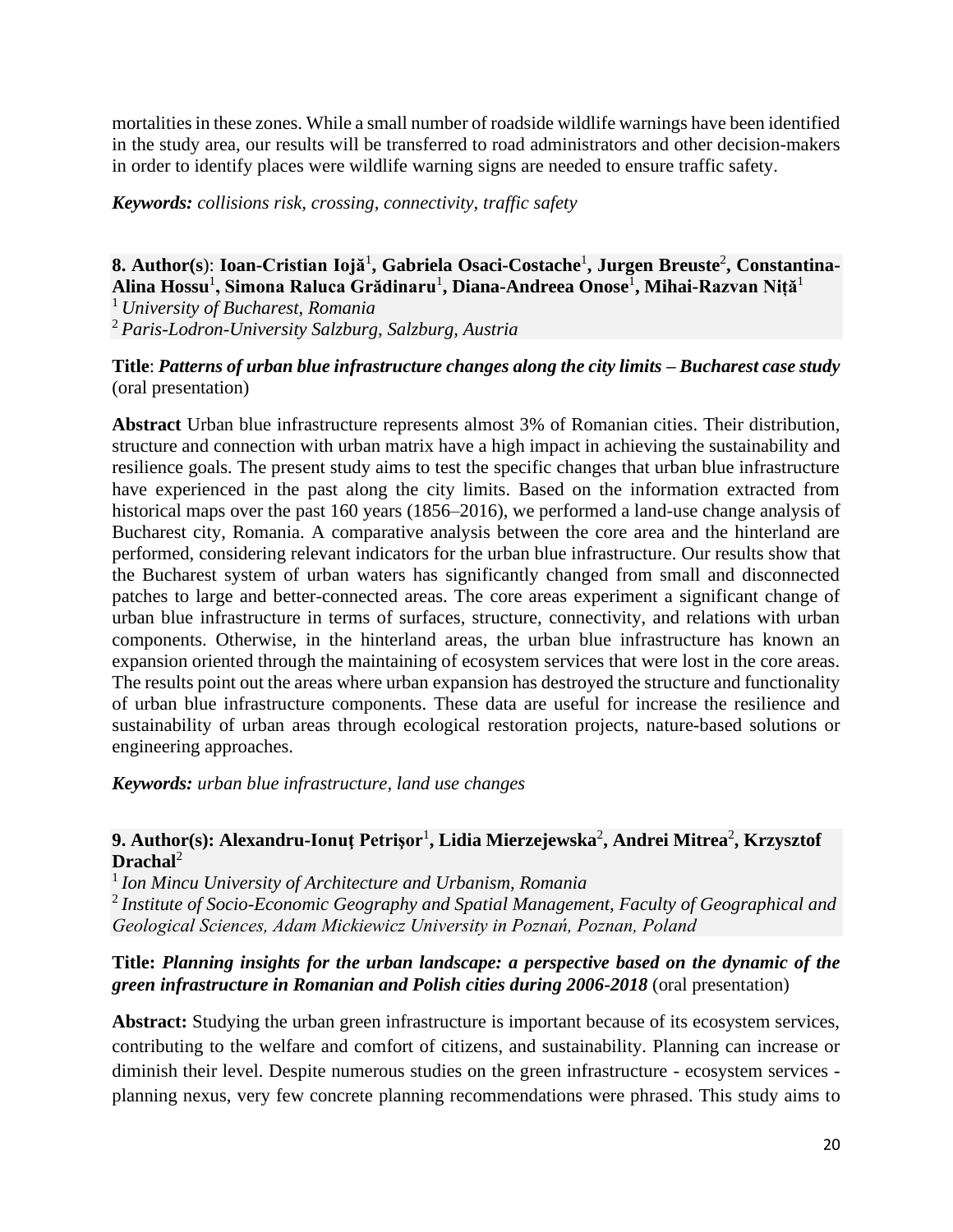mortalities in these zones. While a small number of roadside wildlife warnings have been identified in the study area, our results will be transferred to road administrators and other decision-makers in order to identify places were wildlife warning signs are needed to ensure traffic safety.

***Keywords:*** *collisions risk, crossing, connectivity, traffic safety*

**8. Author(s)**: **Ioan-Cristian Iojă**[1]**, Gabriela Osaci-Costache**[1]**, Jurgen Breuste**[2]**, Constantina-Alina Hossu**[1]**, Simona Raluca Grădinaru**[1]**, Diana-Andreea Onose**[1]**, Mihai-Razvan Niță**[1]

[1] *University of Bucharest, Romania*

[2] *Paris-Lodron-University Salzburg, Salzburg, Austria*

**Title**: ***Patterns of urban blue infrastructure changes along the city limits – Bucharest case study*** (oral presentation)

**Abstract** Urban blue infrastructure represents almost 3% of Romanian cities. Their distribution, structure and connection with urban matrix have a high impact in achieving the sustainability and resilience goals. The present study aims to test the specific changes that urban blue infrastructure have experienced in the past along the city limits. Based on the information extracted from historical maps over the past 160 years (1856–2016), we performed a land-use change analysis of Bucharest city, Romania. A comparative analysis between the core area and the hinterland are performed, considering relevant indicators for the urban blue infrastructure. Our results show that the Bucharest system of urban waters has significantly changed from small and disconnected patches to large and better-connected areas. The core areas experiment a significant change of urban blue infrastructure in terms of surfaces, structure, connectivity, and relations with urban components. Otherwise, in the hinterland areas, the urban blue infrastructure has known an expansion oriented through the maintaining of ecosystem services that were lost in the core areas. The results point out the areas where urban expansion has destroyed the structure and functionality of urban blue infrastructure components. These data are useful for increase the resilience and sustainability of urban areas through ecological restoration projects, nature-based solutions or engineering approaches.

***Keywords:*** *urban blue infrastructure, land use changes*

**9. Author(s): Alexandru-Ionuţ Petrişor**[1]**, Lidia Mierzejewska**[2]**, Andrei Mitrea**[2]**, Krzysztof Drachal**[2]

[1] *Ion Mincu University of Architecture and Urbanism, Romania*

[2] *Institute of Socio-Economic Geography and Spatial Management, Faculty of Geographical and Geological Sciences, Adam Mickiewicz University in Poznań, Poznan, Poland*

**Title:** ***Planning insights for the urban landscape: a perspective based on the dynamic of the green infrastructure in Romanian and Polish cities during 2006-2018*** (oral presentation)

**Abstract:** Studying the urban green infrastructure is important because of its ecosystem services, contributing to the welfare and comfort of citizens, and sustainability. Planning can increase or diminish their level. Despite numerous studies on the green infrastructure - ecosystem services - planning nexus, very few concrete planning recommendations were phrased. This study aims to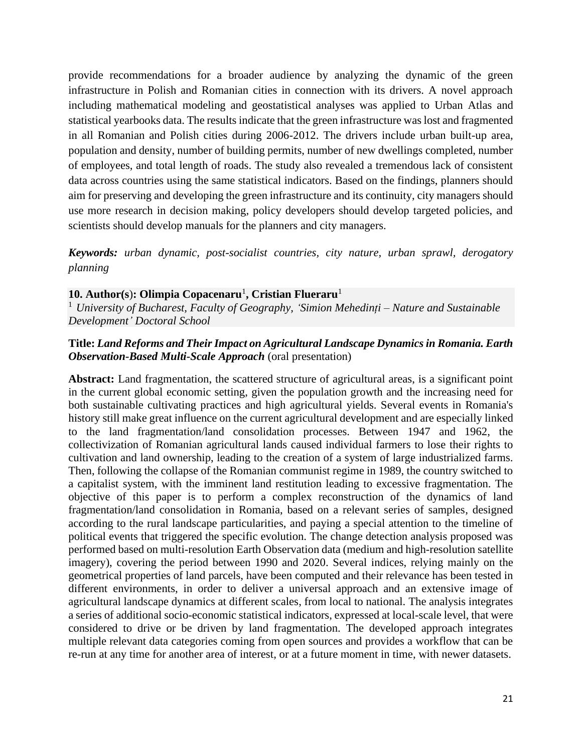provide recommendations for a broader audience by analyzing the dynamic of the green infrastructure in Polish and Romanian cities in connection with its drivers. A novel approach including mathematical modeling and geostatistical analyses was applied to Urban Atlas and statistical yearbooks data. The results indicate that the green infrastructure was lost and fragmented in all Romanian and Polish cities during 2006-2012. The drivers include urban built-up area, population and density, number of building permits, number of new dwellings completed, number of employees, and total length of roads. The study also revealed a tremendous lack of consistent data across countries using the same statistical indicators. Based on the findings, planners should aim for preserving and developing the green infrastructure and its continuity, city managers should use more research in decision making, policy developers should develop targeted policies, and scientists should develop manuals for the planners and city managers.

***Keywords:*** *urban dynamic, post-socialist countries, city nature, urban sprawl, derogatory planning*

**10. Author(s): Olimpia Copacenaru[1], Cristian Flueraru[1]**
[1] *University of Bucharest, Faculty of Geography, 'Simion Mehedinți – Nature and Sustainable Development' Doctoral School*

**Title:** ***Land Reforms and Their Impact on Agricultural Landscape Dynamics in Romania. Earth Observation-Based Multi-Scale Approach*** (oral presentation)

**Abstract:** Land fragmentation, the scattered structure of agricultural areas, is a significant point in the current global economic setting, given the population growth and the increasing need for both sustainable cultivating practices and high agricultural yields. Several events in Romania's history still make great influence on the current agricultural development and are especially linked to the land fragmentation/land consolidation processes. Between 1947 and 1962, the collectivization of Romanian agricultural lands caused individual farmers to lose their rights to cultivation and land ownership, leading to the creation of a system of large industrialized farms. Then, following the collapse of the Romanian communist regime in 1989, the country switched to a capitalist system, with the imminent land restitution leading to excessive fragmentation. The objective of this paper is to perform a complex reconstruction of the dynamics of land fragmentation/land consolidation in Romania, based on a relevant series of samples, designed according to the rural landscape particularities, and paying a special attention to the timeline of political events that triggered the specific evolution. The change detection analysis proposed was performed based on multi-resolution Earth Observation data (medium and high-resolution satellite imagery), covering the period between 1990 and 2020. Several indices, relying mainly on the geometrical properties of land parcels, have been computed and their relevance has been tested in different environments, in order to deliver a universal approach and an extensive image of agricultural landscape dynamics at different scales, from local to national. The analysis integrates a series of additional socio-economic statistical indicators, expressed at local-scale level, that were considered to drive or be driven by land fragmentation. The developed approach integrates multiple relevant data categories coming from open sources and provides a workflow that can be re-run at any time for another area of interest, or at a future moment in time, with newer datasets.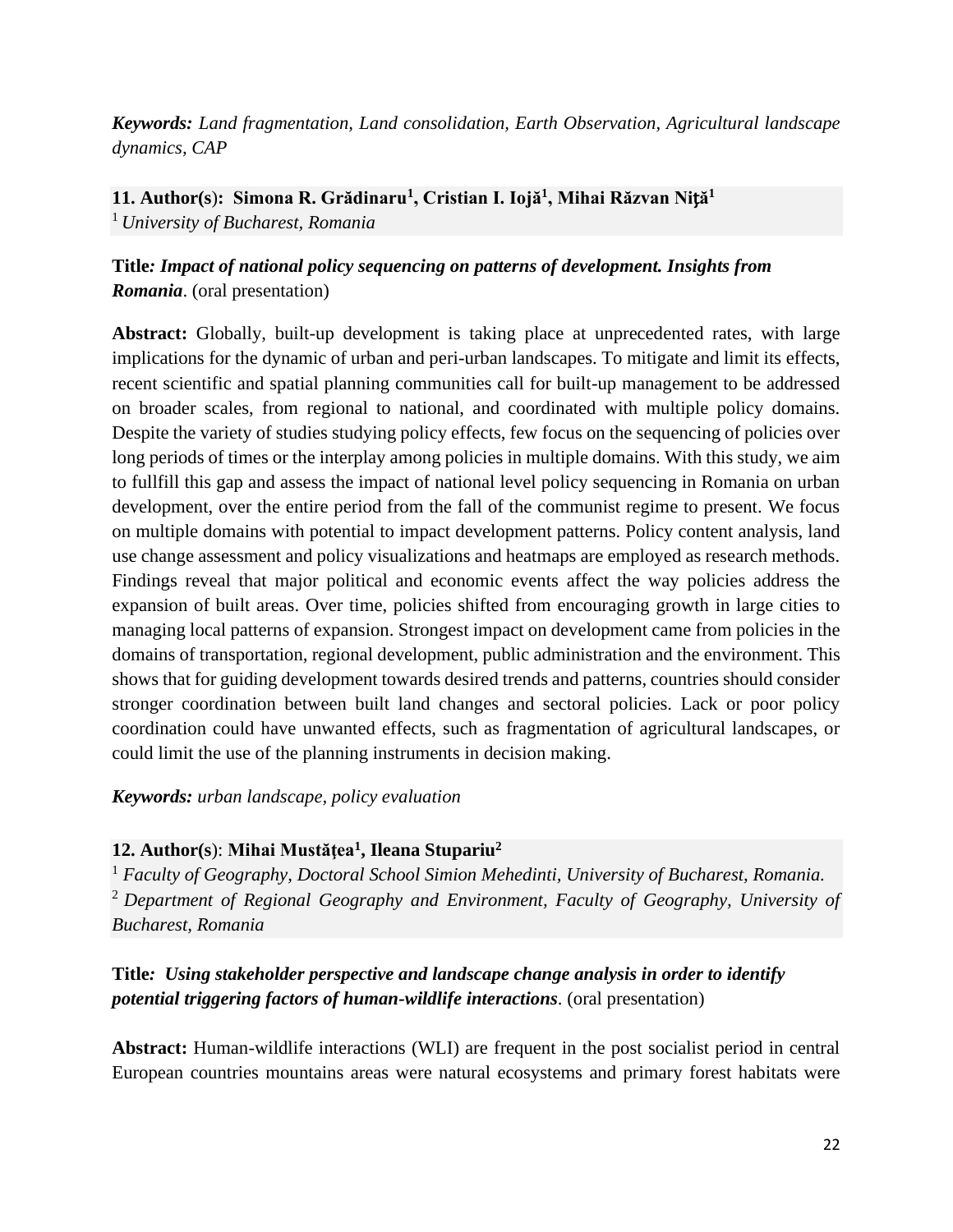***Keywords:*** *Land fragmentation, Land consolidation, Earth Observation, Agricultural landscape dynamics, CAP*

**11. Author(s): Simona R. Grădinaru[1], Cristian I. Iojă[1], Mihai Răzvan Niţă[1]**
[1] *University of Bucharest, Romania*

**Title*: Impact of national policy sequencing on patterns of development. Insights from Romania*.** (oral presentation)

**Abstract:** Globally, built-up development is taking place at unprecedented rates, with large implications for the dynamic of urban and peri-urban landscapes. To mitigate and limit its effects, recent scientific and spatial planning communities call for built-up management to be addressed on broader scales, from regional to national, and coordinated with multiple policy domains. Despite the variety of studies studying policy effects, few focus on the sequencing of policies over long periods of times or the interplay among policies in multiple domains. With this study, we aim to fullfill this gap and assess the impact of national level policy sequencing in Romania on urban development, over the entire period from the fall of the communist regime to present. We focus on multiple domains with potential to impact development patterns. Policy content analysis, land use change assessment and policy visualizations and heatmaps are employed as research methods. Findings reveal that major political and economic events affect the way policies address the expansion of built areas. Over time, policies shifted from encouraging growth in large cities to managing local patterns of expansion. Strongest impact on development came from policies in the domains of transportation, regional development, public administration and the environment. This shows that for guiding development towards desired trends and patterns, countries should consider stronger coordination between built land changes and sectoral policies. Lack or poor policy coordination could have unwanted effects, such as fragmentation of agricultural landscapes, or could limit the use of the planning instruments in decision making.

***Keywords:*** *urban landscape, policy evaluation*

**12. Author(s): Mihai Mustățea[1], Ileana Stupariu[2]**
[1] *Faculty of Geography, Doctoral School Simion Mehedinti, University of Bucharest, Romania.*
[2] *Department of Regional Geography and Environment, Faculty of Geography, University of Bucharest, Romania*

**Title*: Using stakeholder perspective and landscape change analysis in order to identify potential triggering factors of human-wildlife interactions*.** (oral presentation)

**Abstract:** Human-wildlife interactions (WLI) are frequent in the post socialist period in central European countries mountains areas were natural ecosystems and primary forest habitats were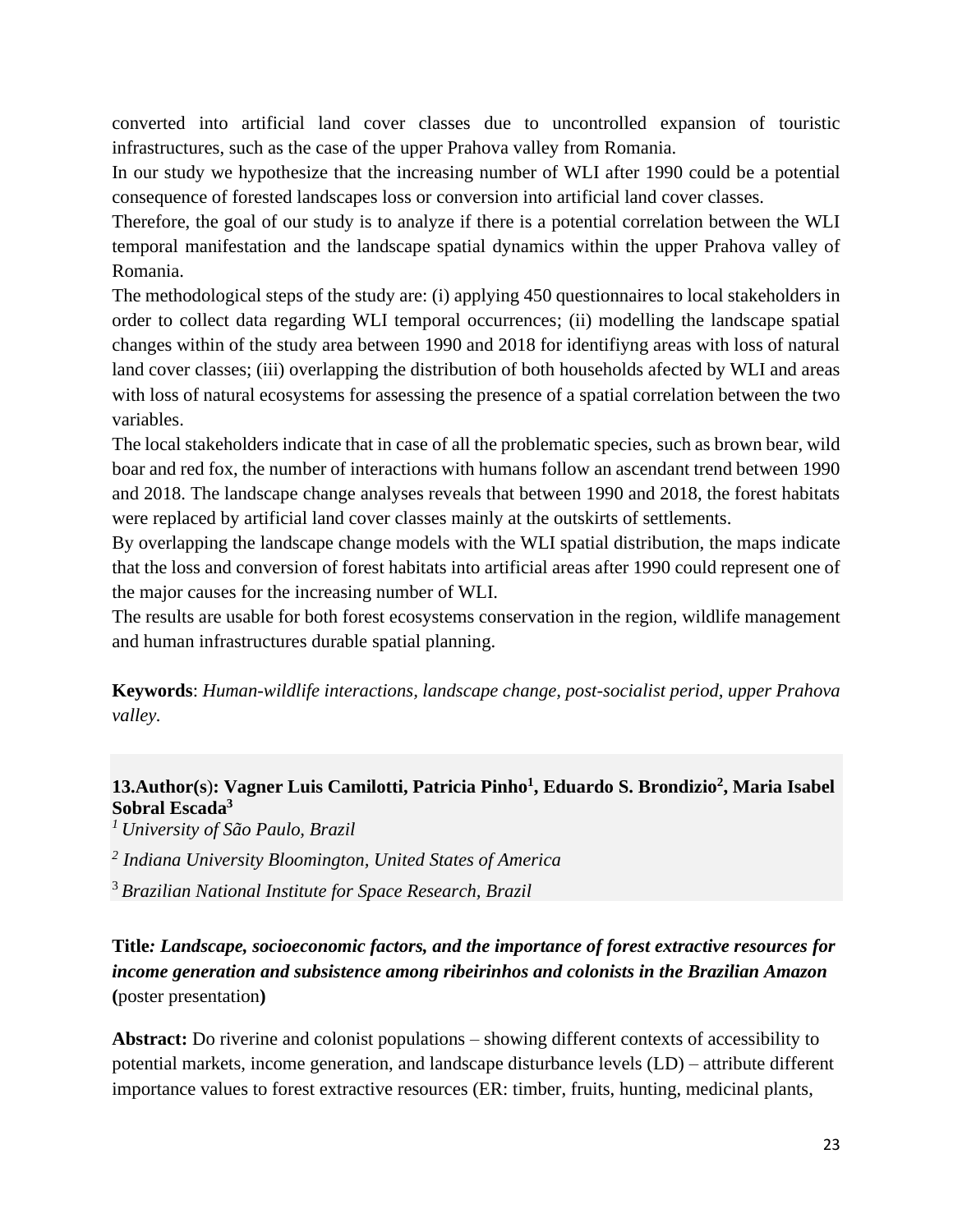converted into artificial land cover classes due to uncontrolled expansion of touristic infrastructures, such as the case of the upper Prahova valley from Romania.

In our study we hypothesize that the increasing number of WLI after 1990 could be a potential consequence of forested landscapes loss or conversion into artificial land cover classes.

Therefore, the goal of our study is to analyze if there is a potential correlation between the WLI temporal manifestation and the landscape spatial dynamics within the upper Prahova valley of Romania.

The methodological steps of the study are: (i) applying 450 questionnaires to local stakeholders in order to collect data regarding WLI temporal occurrences; (ii) modelling the landscape spatial changes within of the study area between 1990 and 2018 for identifiyng areas with loss of natural land cover classes; (iii) overlapping the distribution of both households afected by WLI and areas with loss of natural ecosystems for assessing the presence of a spatial correlation between the two variables.

The local stakeholders indicate that in case of all the problematic species, such as brown bear, wild boar and red fox, the number of interactions with humans follow an ascendant trend between 1990 and 2018. The landscape change analyses reveals that between 1990 and 2018, the forest habitats were replaced by artificial land cover classes mainly at the outskirts of settlements.

By overlapping the landscape change models with the WLI spatial distribution, the maps indicate that the loss and conversion of forest habitats into artificial areas after 1990 could represent one of the major causes for the increasing number of WLI.

The results are usable for both forest ecosystems conservation in the region, wildlife management and human infrastructures durable spatial planning.

**Keywords**: *Human-wildlife interactions, landscape change, post-socialist period, upper Prahova valley.*

**13.Author(s): Vagner Luis Camilotti, Patricia Pinho[1], Eduardo S. Brondizio[2], Maria Isabel Sobral Escada[3]**

[1] *University of São Paulo, Brazil*

[2] *Indiana University Bloomington, United States of America*

[3] *Brazilian National Institute for Space Research, Brazil*

**Title*: Landscape, socioeconomic factors, and the importance of forest extractive resources for income generation and subsistence among ribeirinhos and colonists in the Brazilian Amazon* (**poster presentation**)**

**Abstract:** Do riverine and colonist populations – showing different contexts of accessibility to potential markets, income generation, and landscape disturbance levels (LD) – attribute different importance values to forest extractive resources (ER: timber, fruits, hunting, medicinal plants,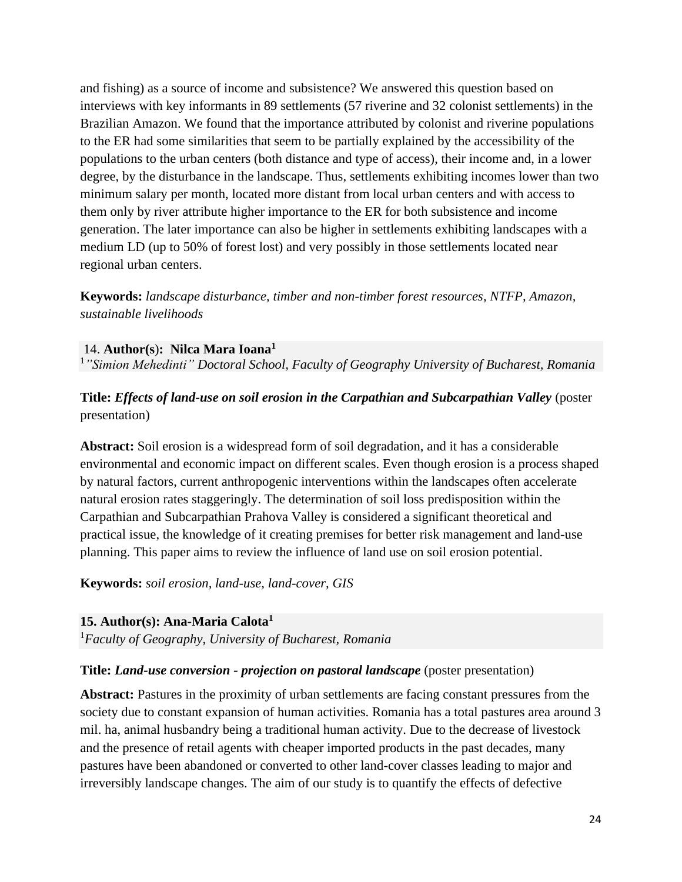and fishing) as a source of income and subsistence? We answered this question based on interviews with key informants in 89 settlements (57 riverine and 32 colonist settlements) in the Brazilian Amazon. We found that the importance attributed by colonist and riverine populations to the ER had some similarities that seem to be partially explained by the accessibility of the populations to the urban centers (both distance and type of access), their income and, in a lower degree, by the disturbance in the landscape. Thus, settlements exhibiting incomes lower than two minimum salary per month, located more distant from local urban centers and with access to them only by river attribute higher importance to the ER for both subsistence and income generation. The later importance can also be higher in settlements exhibiting landscapes with a medium LD (up to 50% of forest lost) and very possibly in those settlements located near regional urban centers.

**Keywords:** *landscape disturbance, timber and non-timber forest resources, NTFP, Amazon, sustainable livelihoods*

14. **Author(s): Nilca Mara Ioana[1]**
[1]*"Simion Mehedinti" Doctoral School, Faculty of Geography University of Bucharest, Romania*

**Title:** ***Effects of land-use on soil erosion in the Carpathian and Subcarpathian Valley*** (poster presentation)

**Abstract:** Soil erosion is a widespread form of soil degradation, and it has a considerable environmental and economic impact on different scales. Even though erosion is a process shaped by natural factors, current anthropogenic interventions within the landscapes often accelerate natural erosion rates staggeringly. The determination of soil loss predisposition within the Carpathian and Subcarpathian Prahova Valley is considered a significant theoretical and practical issue, the knowledge of it creating premises for better risk management and land-use planning. This paper aims to review the influence of land use on soil erosion potential.

**Keywords:** *soil erosion, land-use, land-cover, GIS*

**15. Author(s): Ana-Maria Calota[1]**
[1]*Faculty of Geography, University of Bucharest, Romania*

**Title:** ***Land-use conversion - projection on pastoral landscape*** (poster presentation)

**Abstract:** Pastures in the proximity of urban settlements are facing constant pressures from the society due to constant expansion of human activities. Romania has a total pastures area around 3 mil. ha, animal husbandry being a traditional human activity. Due to the decrease of livestock and the presence of retail agents with cheaper imported products in the past decades, many pastures have been abandoned or converted to other land-cover classes leading to major and irreversibly landscape changes. The aim of our study is to quantify the effects of defective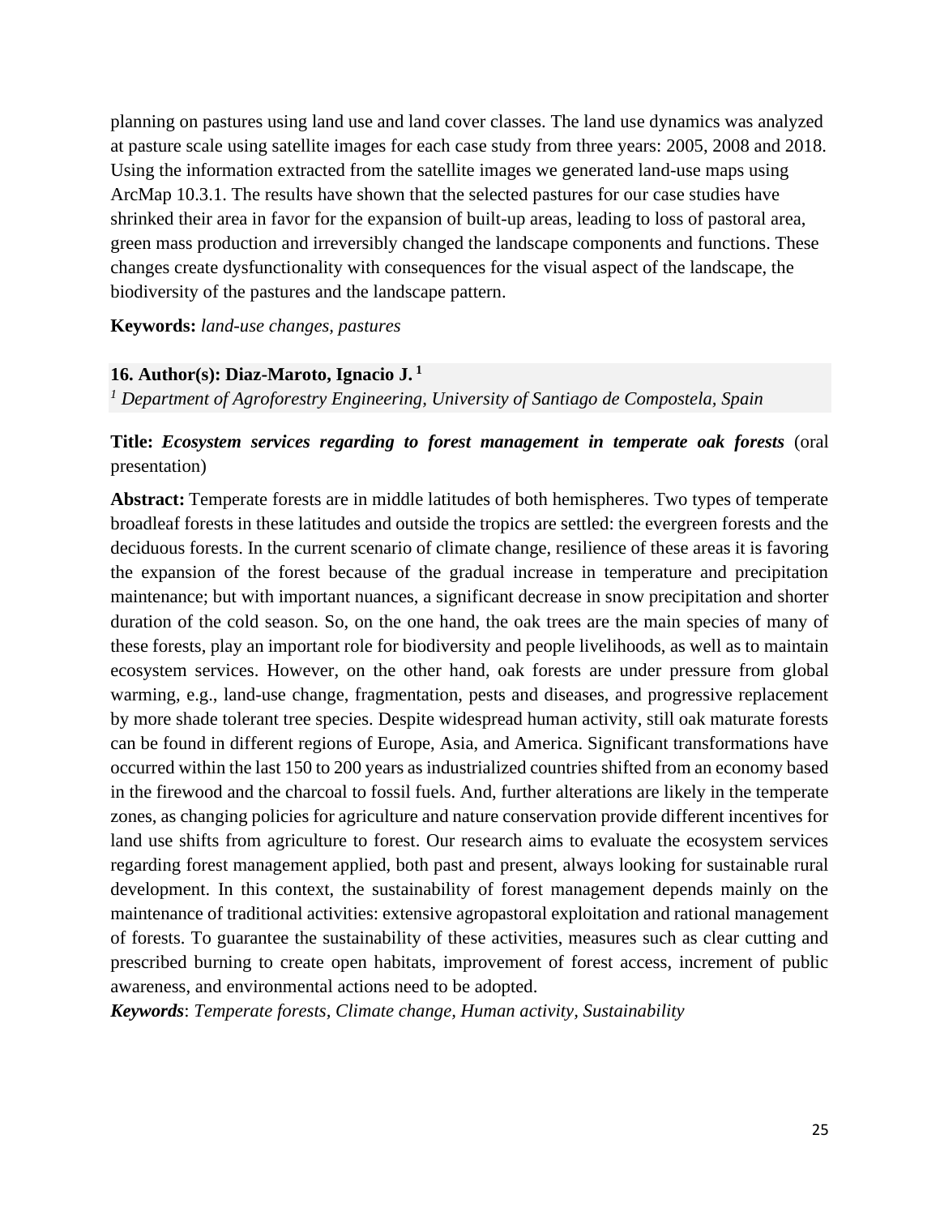planning on pastures using land use and land cover classes. The land use dynamics was analyzed at pasture scale using satellite images for each case study from three years: 2005, 2008 and 2018. Using the information extracted from the satellite images we generated land-use maps using ArcMap 10.3.1. The results have shown that the selected pastures for our case studies have shrinked their area in favor for the expansion of built-up areas, leading to loss of pastoral area, green mass production and irreversibly changed the landscape components and functions. These changes create dysfunctionality with consequences for the visual aspect of the landscape, the biodiversity of the pastures and the landscape pattern.

**Keywords:** *land-use changes, pastures*

**16. Author(s): Diaz-Maroto, Ignacio J.** [1]

[1] *Department of Agroforestry Engineering, University of Santiago de Compostela, Spain*

**Title:** ***Ecosystem services regarding to forest management in temperate oak forests*** (oral presentation)

**Abstract:** Temperate forests are in middle latitudes of both hemispheres. Two types of temperate broadleaf forests in these latitudes and outside the tropics are settled: the evergreen forests and the deciduous forests. In the current scenario of climate change, resilience of these areas it is favoring the expansion of the forest because of the gradual increase in temperature and precipitation maintenance; but with important nuances, a significant decrease in snow precipitation and shorter duration of the cold season. So, on the one hand, the oak trees are the main species of many of these forests, play an important role for biodiversity and people livelihoods, as well as to maintain ecosystem services. However, on the other hand, oak forests are under pressure from global warming, e.g., land-use change, fragmentation, pests and diseases, and progressive replacement by more shade tolerant tree species. Despite widespread human activity, still oak maturate forests can be found in different regions of Europe, Asia, and America. Significant transformations have occurred within the last 150 to 200 years as industrialized countries shifted from an economy based in the firewood and the charcoal to fossil fuels. And, further alterations are likely in the temperate zones, as changing policies for agriculture and nature conservation provide different incentives for land use shifts from agriculture to forest. Our research aims to evaluate the ecosystem services regarding forest management applied, both past and present, always looking for sustainable rural development. In this context, the sustainability of forest management depends mainly on the maintenance of traditional activities: extensive agropastoral exploitation and rational management of forests. To guarantee the sustainability of these activities, measures such as clear cutting and prescribed burning to create open habitats, improvement of forest access, increment of public awareness, and environmental actions need to be adopted.

***Keywords***: *Temperate forests, Climate change, Human activity, Sustainability*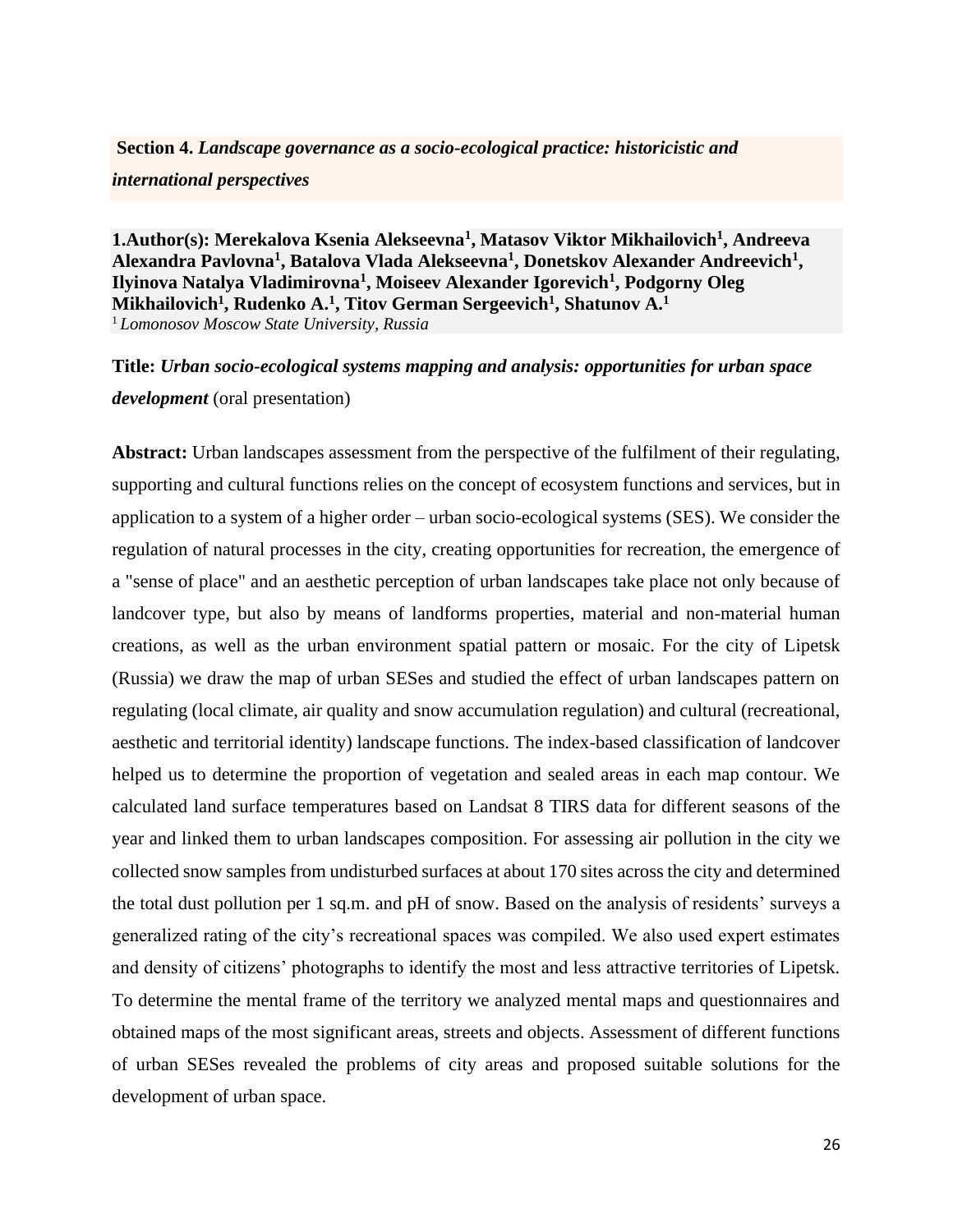**Section 4.** ***Landscape governance as a socio-ecological practice: historicistic and international perspectives***

**1.Author(s): Merekalova Ksenia Alekseevna[1], Matasov Viktor Mikhailovich[1], Andreeva Alexandra Pavlovna[1], Batalova Vlada Alekseevna[1], Donetskov Alexander Andreevich[1], Ilyinova Natalya Vladimirovna[1], Moiseev Alexander Igorevich[1], Podgorny Oleg Mikhailovich[1], Rudenko A.[1], Titov German Sergeevich[1], Shatunov A.[1]**
[1] *Lomonosov Moscow State University, Russia*

**Title:** ***Urban socio-ecological systems mapping and analysis: opportunities for urban space development*** (oral presentation)

**Abstract:** Urban landscapes assessment from the perspective of the fulfilment of their regulating, supporting and cultural functions relies on the concept of ecosystem functions and services, but in application to a system of a higher order – urban socio-ecological systems (SES). We consider the regulation of natural processes in the city, creating opportunities for recreation, the emergence of a "sense of place" and an aesthetic perception of urban landscapes take place not only because of landcover type, but also by means of landforms properties, material and non-material human creations, as well as the urban environment spatial pattern or mosaic. For the city of Lipetsk (Russia) we draw the map of urban SESes and studied the effect of urban landscapes pattern on regulating (local climate, air quality and snow accumulation regulation) and cultural (recreational, aesthetic and territorial identity) landscape functions. The index-based classification of landcover helped us to determine the proportion of vegetation and sealed areas in each map contour. We calculated land surface temperatures based on Landsat 8 TIRS data for different seasons of the year and linked them to urban landscapes composition. For assessing air pollution in the city we collected snow samples from undisturbed surfaces at about 170 sites across the city and determined the total dust pollution per 1 sq.m. and pH of snow. Based on the analysis of residents' surveys a generalized rating of the city's recreational spaces was compiled. We also used expert estimates and density of citizens' photographs to identify the most and less attractive territories of Lipetsk. To determine the mental frame of the territory we analyzed mental maps and questionnaires and obtained maps of the most significant areas, streets and objects. Assessment of different functions of urban SESes revealed the problems of city areas and proposed suitable solutions for the development of urban space.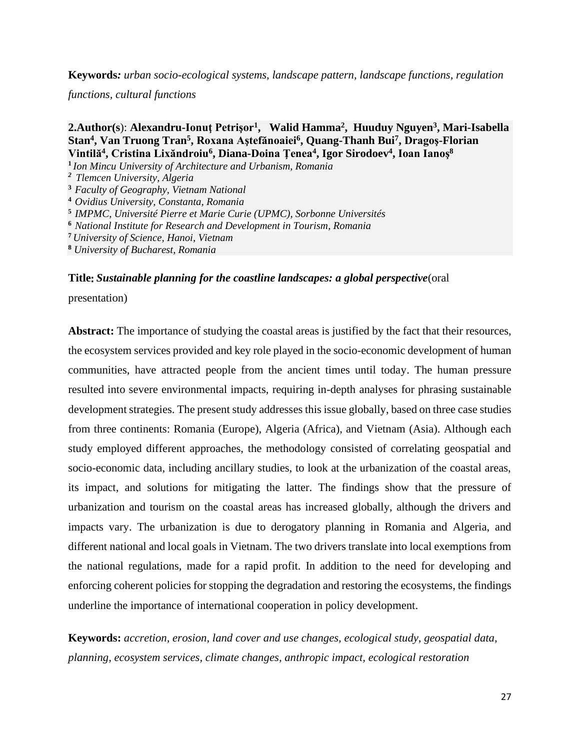**Keywords:** *urban socio-ecological systems, landscape pattern, landscape functions, regulation functions, cultural functions*

**2.Author(s)**: **Alexandru-Ionuţ Petrişor[1], Walid Hamma[2], Huuduy Nguyen[3], Mari-Isabella Stan[4], Van Truong Tran[5], Roxana Aştefănoaiei[6], Quang-Thanh Bui[7], Dragoş-Florian Vintilă[4], Cristina Lixăndroiu[6], Diana-Doina Ţenea[4], Igor Sirodoev[4], Ioan Ianoş[8]**

[1] *Ion Mincu University of Architecture and Urbanism, Romania*
[2] *Tlemcen University, Algeria*
[3] *Faculty of Geography, Vietnam National*
[4] *Ovidius University, Constanta, Romania*
[5] *IMPMC, Université Pierre et Marie Curie (UPMC), Sorbonne Universités*
[6] *National Institute for Research and Development in Tourism, Romania*
[7] *University of Science, Hanoi, Vietnam*
[8] *University of Bucharest, Romania*

**Title:** ***Sustainable planning for the coastline landscapes: a global perspective***(oral presentation)

**Abstract:** The importance of studying the coastal areas is justified by the fact that their resources, the ecosystem services provided and key role played in the socio-economic development of human communities, have attracted people from the ancient times until today. The human pressure resulted into severe environmental impacts, requiring in-depth analyses for phrasing sustainable development strategies. The present study addresses this issue globally, based on three case studies from three continents: Romania (Europe), Algeria (Africa), and Vietnam (Asia). Although each study employed different approaches, the methodology consisted of correlating geospatial and socio-economic data, including ancillary studies, to look at the urbanization of the coastal areas, its impact, and solutions for mitigating the latter. The findings show that the pressure of urbanization and tourism on the coastal areas has increased globally, although the drivers and impacts vary. The urbanization is due to derogatory planning in Romania and Algeria, and different national and local goals in Vietnam. The two drivers translate into local exemptions from the national regulations, made for a rapid profit. In addition to the need for developing and enforcing coherent policies for stopping the degradation and restoring the ecosystems, the findings underline the importance of international cooperation in policy development.

**Keywords:** *accretion, erosion, land cover and use changes, ecological study, geospatial data, planning, ecosystem services, climate changes, anthropic impact, ecological restoration*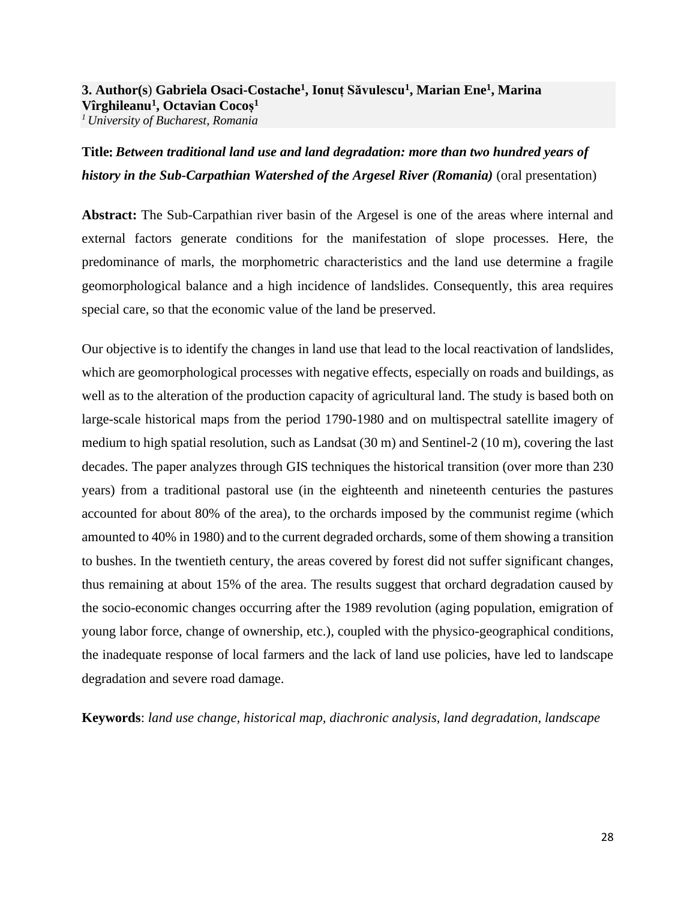**3. Author(s) Gabriela Osaci-Costache[1], Ionuț Săvulescu[1], Marian Ene[1], Marina Vîrghileanu[1], Octavian Cocoș[1]**
*[1] University of Bucharest, Romania*

**Title:** ***Between traditional land use and land degradation: more than two hundred years of history in the Sub-Carpathian Watershed of the Argesel River (Romania)*** (oral presentation)

**Abstract:** The Sub-Carpathian river basin of the Argesel is one of the areas where internal and external factors generate conditions for the manifestation of slope processes. Here, the predominance of marls, the morphometric characteristics and the land use determine a fragile geomorphological balance and a high incidence of landslides. Consequently, this area requires special care, so that the economic value of the land be preserved.

Our objective is to identify the changes in land use that lead to the local reactivation of landslides, which are geomorphological processes with negative effects, especially on roads and buildings, as well as to the alteration of the production capacity of agricultural land. The study is based both on large-scale historical maps from the period 1790-1980 and on multispectral satellite imagery of medium to high spatial resolution, such as Landsat (30 m) and Sentinel-2 (10 m), covering the last decades. The paper analyzes through GIS techniques the historical transition (over more than 230 years) from a traditional pastoral use (in the eighteenth and nineteenth centuries the pastures accounted for about 80% of the area), to the orchards imposed by the communist regime (which amounted to 40% in 1980) and to the current degraded orchards, some of them showing a transition to bushes. In the twentieth century, the areas covered by forest did not suffer significant changes, thus remaining at about 15% of the area. The results suggest that orchard degradation caused by the socio-economic changes occurring after the 1989 revolution (aging population, emigration of young labor force, change of ownership, etc.), coupled with the physico-geographical conditions, the inadequate response of local farmers and the lack of land use policies, have led to landscape degradation and severe road damage.

**Keywords**: *land use change, historical map, diachronic analysis, land degradation, landscape*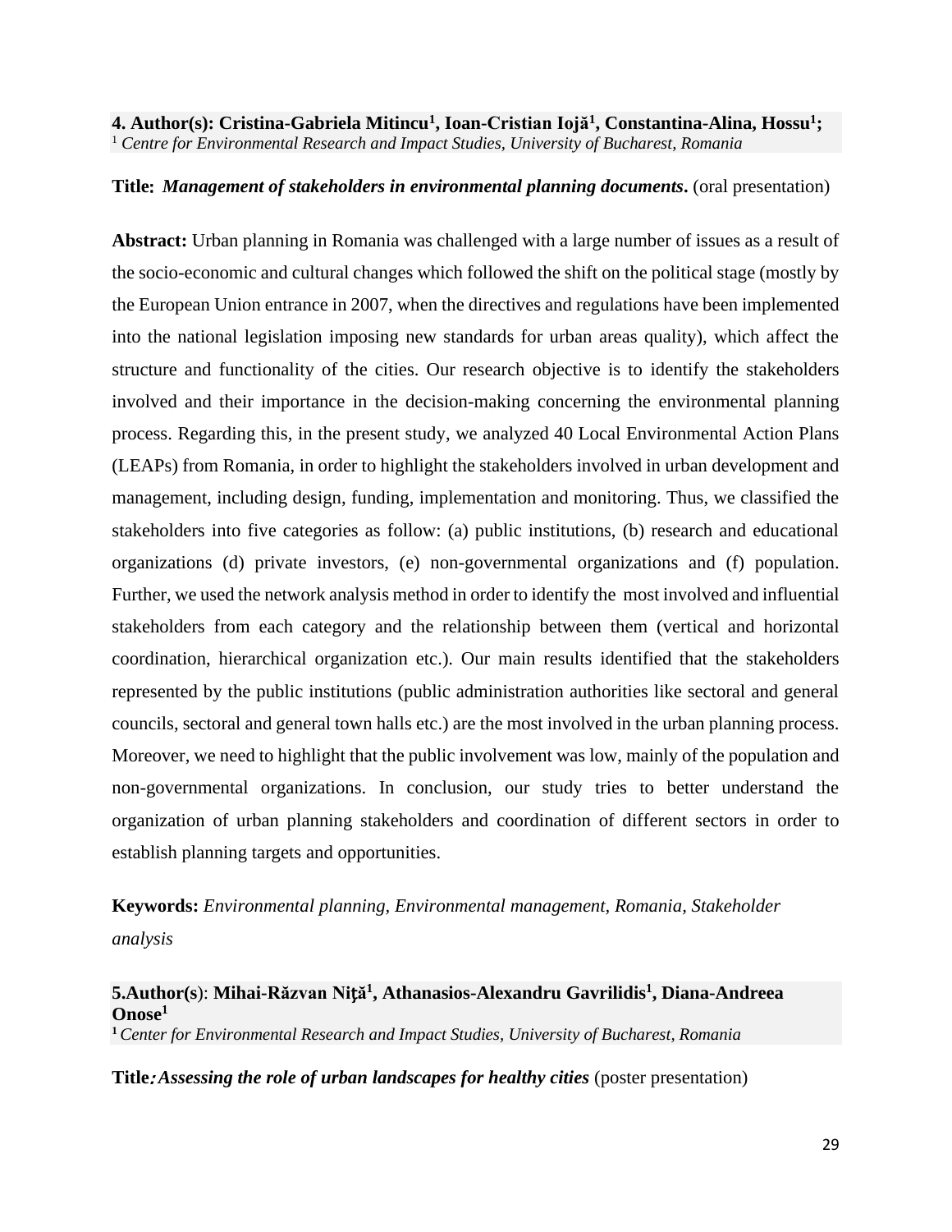**4. Author(s): Cristina-Gabriela Mitincu[1], Ioan-Cristian Iojă[1], Constantina-Alina, Hossu[1];**
[1] *Centre for Environmental Research and Impact Studies, University of Bucharest, Romania*

**Title:** ***Management of stakeholders in environmental planning documents*.** (oral presentation)

**Abstract:** Urban planning in Romania was challenged with a large number of issues as a result of the socio-economic and cultural changes which followed the shift on the political stage (mostly by the European Union entrance in 2007, when the directives and regulations have been implemented into the national legislation imposing new standards for urban areas quality), which affect the structure and functionality of the cities. Our research objective is to identify the stakeholders involved and their importance in the decision-making concerning the environmental planning process. Regarding this, in the present study, we analyzed 40 Local Environmental Action Plans (LEAPs) from Romania, in order to highlight the stakeholders involved in urban development and management, including design, funding, implementation and monitoring. Thus, we classified the stakeholders into five categories as follow: (a) public institutions, (b) research and educational organizations (d) private investors, (e) non-governmental organizations and (f) population. Further, we used the network analysis method in order to identify the most involved and influential stakeholders from each category and the relationship between them (vertical and horizontal coordination, hierarchical organization etc.). Our main results identified that the stakeholders represented by the public institutions (public administration authorities like sectoral and general councils, sectoral and general town halls etc.) are the most involved in the urban planning process. Moreover, we need to highlight that the public involvement was low, mainly of the population and non-governmental organizations. In conclusion, our study tries to better understand the organization of urban planning stakeholders and coordination of different sectors in order to establish planning targets and opportunities.

**Keywords:** *Environmental planning, Environmental management, Romania, Stakeholder analysis*

**5.Author(s)**: **Mihai-Răzvan Niţă[1], Athanasios-Alexandru Gavrilidis[1], Diana-Andreea Onose[1]**
[1] *Center for Environmental Research and Impact Studies, University of Bucharest, Romania*

**Title***:* ***Assessing the role of urban landscapes for healthy cities*** (poster presentation)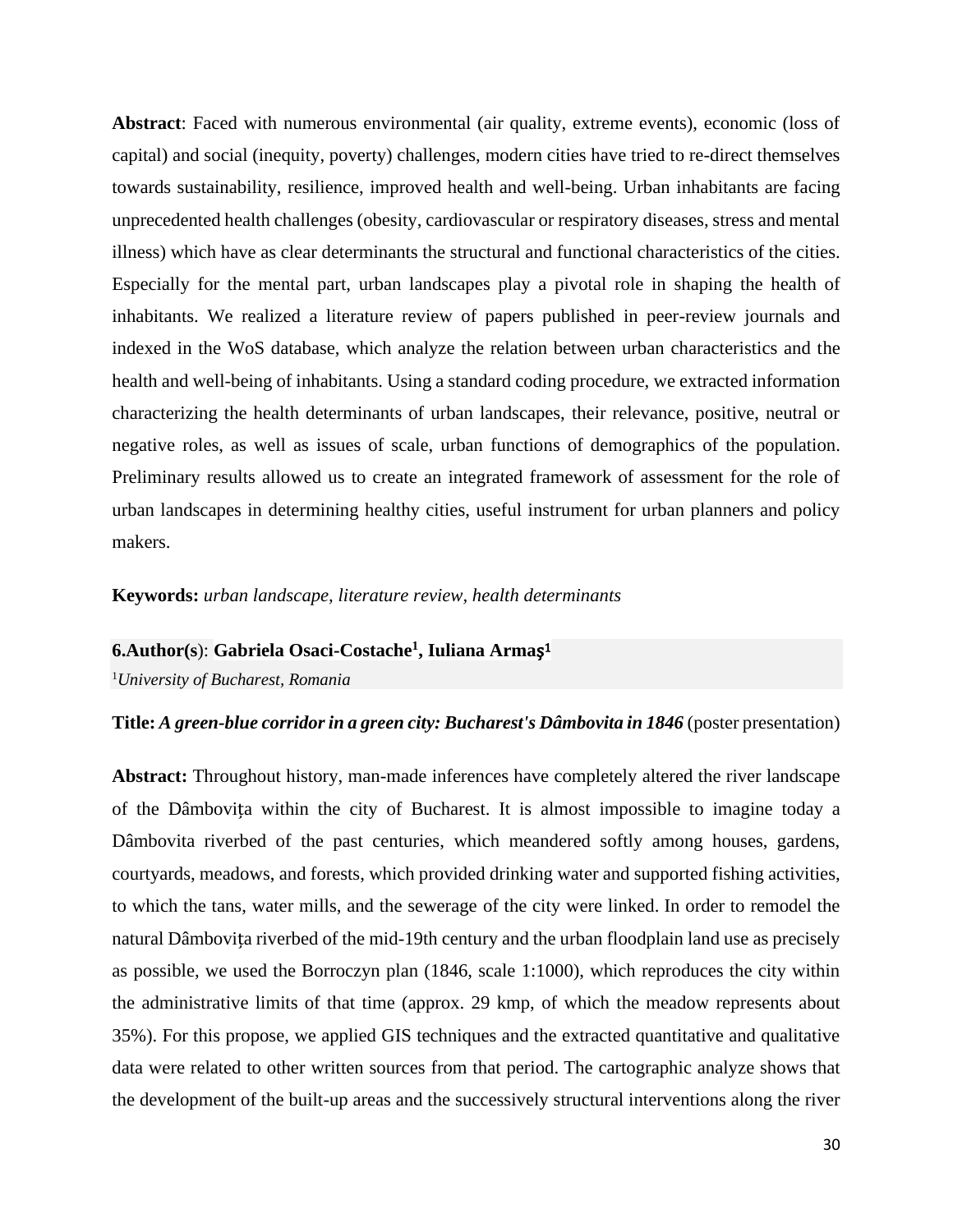**Abstract**: Faced with numerous environmental (air quality, extreme events), economic (loss of capital) and social (inequity, poverty) challenges, modern cities have tried to re-direct themselves towards sustainability, resilience, improved health and well-being. Urban inhabitants are facing unprecedented health challenges (obesity, cardiovascular or respiratory diseases, stress and mental illness) which have as clear determinants the structural and functional characteristics of the cities. Especially for the mental part, urban landscapes play a pivotal role in shaping the health of inhabitants. We realized a literature review of papers published in peer-review journals and indexed in the WoS database, which analyze the relation between urban characteristics and the health and well-being of inhabitants. Using a standard coding procedure, we extracted information characterizing the health determinants of urban landscapes, their relevance, positive, neutral or negative roles, as well as issues of scale, urban functions of demographics of the population. Preliminary results allowed us to create an integrated framework of assessment for the role of urban landscapes in determining healthy cities, useful instrument for urban planners and policy makers.

**Keywords:** *urban landscape, literature review, health determinants*

**6.Author(s)**: **Gabriela Osaci-Costache[1], Iuliana Armaş[1]**
[1]*University of Bucharest, Romania*

**Title:** ***A green-blue corridor in a green city: Bucharest's Dâmbovita in 1846*** (poster presentation)

**Abstract:** Throughout history, man-made inferences have completely altered the river landscape of the Dâmbovița within the city of Bucharest. It is almost impossible to imagine today a Dâmbovita riverbed of the past centuries, which meandered softly among houses, gardens, courtyards, meadows, and forests, which provided drinking water and supported fishing activities, to which the tans, water mills, and the sewerage of the city were linked. In order to remodel the natural Dâmbovița riverbed of the mid-19th century and the urban floodplain land use as precisely as possible, we used the Borroczyn plan (1846, scale 1:1000), which reproduces the city within the administrative limits of that time (approx. 29 kmp, of which the meadow represents about 35%). For this propose, we applied GIS techniques and the extracted quantitative and qualitative data were related to other written sources from that period. The cartographic analyze shows that the development of the built-up areas and the successively structural interventions along the river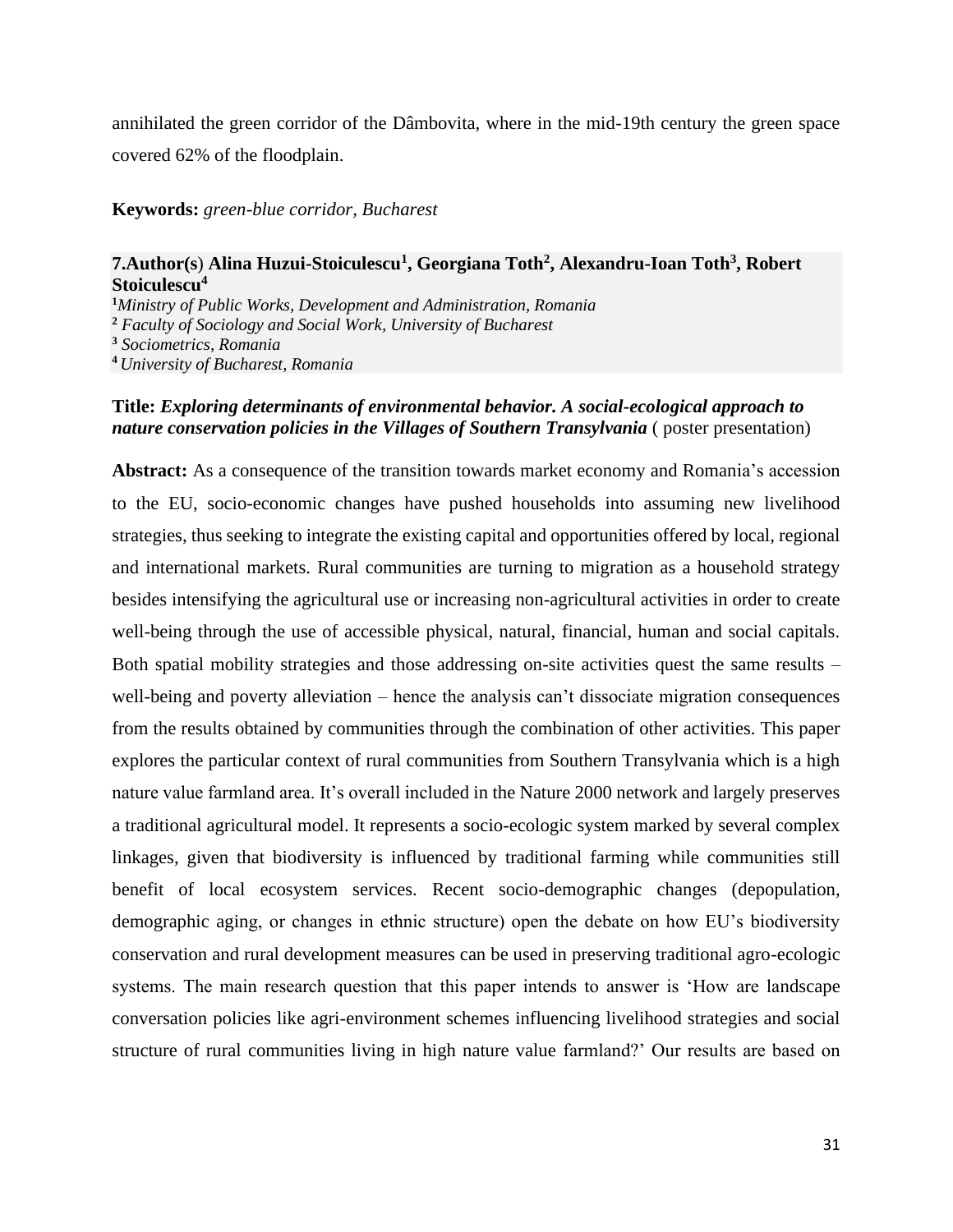annihilated the green corridor of the Dâmbovita, where in the mid-19th century the green space covered 62% of the floodplain.

**Keywords:** *green-blue corridor, Bucharest*

**7.Author(s) Alina Huzui-Stoiculescu[1], Georgiana Toth[2], Alexandru-Ioan Toth[3], Robert Stoiculescu[4]**

[1]*Ministry of Public Works, Development and Administration, Romania*
[2] *Faculty of Sociology and Social Work, University of Bucharest*
[3] *Sociometrics, Romania*
[4] *University of Bucharest, Romania*

**Title:** ***Exploring determinants of environmental behavior. A social-ecological approach to nature conservation policies in the Villages of Southern Transylvania*** ( poster presentation)

**Abstract:** As a consequence of the transition towards market economy and Romania's accession to the EU, socio-economic changes have pushed households into assuming new livelihood strategies, thus seeking to integrate the existing capital and opportunities offered by local, regional and international markets. Rural communities are turning to migration as a household strategy besides intensifying the agricultural use or increasing non-agricultural activities in order to create well-being through the use of accessible physical, natural, financial, human and social capitals. Both spatial mobility strategies and those addressing on-site activities quest the same results – well-being and poverty alleviation – hence the analysis can't dissociate migration consequences from the results obtained by communities through the combination of other activities. This paper explores the particular context of rural communities from Southern Transylvania which is a high nature value farmland area. It's overall included in the Nature 2000 network and largely preserves a traditional agricultural model. It represents a socio-ecologic system marked by several complex linkages, given that biodiversity is influenced by traditional farming while communities still benefit of local ecosystem services. Recent socio-demographic changes (depopulation, demographic aging, or changes in ethnic structure) open the debate on how EU's biodiversity conservation and rural development measures can be used in preserving traditional agro-ecologic systems. The main research question that this paper intends to answer is 'How are landscape conversation policies like agri-environment schemes influencing livelihood strategies and social structure of rural communities living in high nature value farmland?' Our results are based on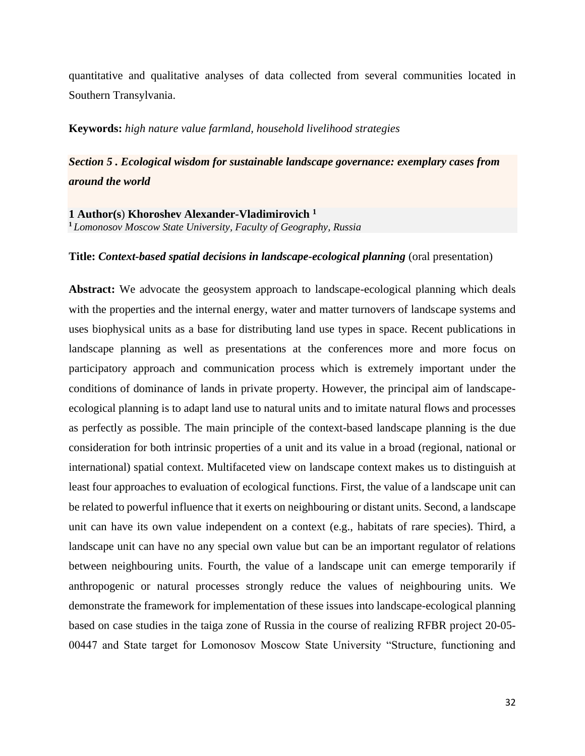quantitative and qualitative analyses of data collected from several communities located in Southern Transylvania.

**Keywords:** *high nature value farmland, household livelihood strategies*

## *Section 5 . Ecological wisdom for sustainable landscape governance: exemplary cases from around the world*

**1 Author(s) Khoroshev Alexander-Vladimirovich [1]**
[1] *Lomonosov Moscow State University, Faculty of Geography, Russia*

**Title:** ***Context-based spatial decisions in landscape-ecological planning*** (oral presentation)

**Abstract:** We advocate the geosystem approach to landscape-ecological planning which deals with the properties and the internal energy, water and matter turnovers of landscape systems and uses biophysical units as a base for distributing land use types in space. Recent publications in landscape planning as well as presentations at the conferences more and more focus on participatory approach and communication process which is extremely important under the conditions of dominance of lands in private property. However, the principal aim of landscape-ecological planning is to adapt land use to natural units and to imitate natural flows and processes as perfectly as possible. The main principle of the context-based landscape planning is the due consideration for both intrinsic properties of a unit and its value in a broad (regional, national or international) spatial context. Multifaceted view on landscape context makes us to distinguish at least four approaches to evaluation of ecological functions. First, the value of a landscape unit can be related to powerful influence that it exerts on neighbouring or distant units. Second, a landscape unit can have its own value independent on a context (e.g., habitats of rare species). Third, a landscape unit can have no any special own value but can be an important regulator of relations between neighbouring units. Fourth, the value of a landscape unit can emerge temporarily if anthropogenic or natural processes strongly reduce the values of neighbouring units. We demonstrate the framework for implementation of these issues into landscape-ecological planning based on case studies in the taiga zone of Russia in the course of realizing RFBR project 20-05-00447 and State target for Lomonosov Moscow State University "Structure, functioning and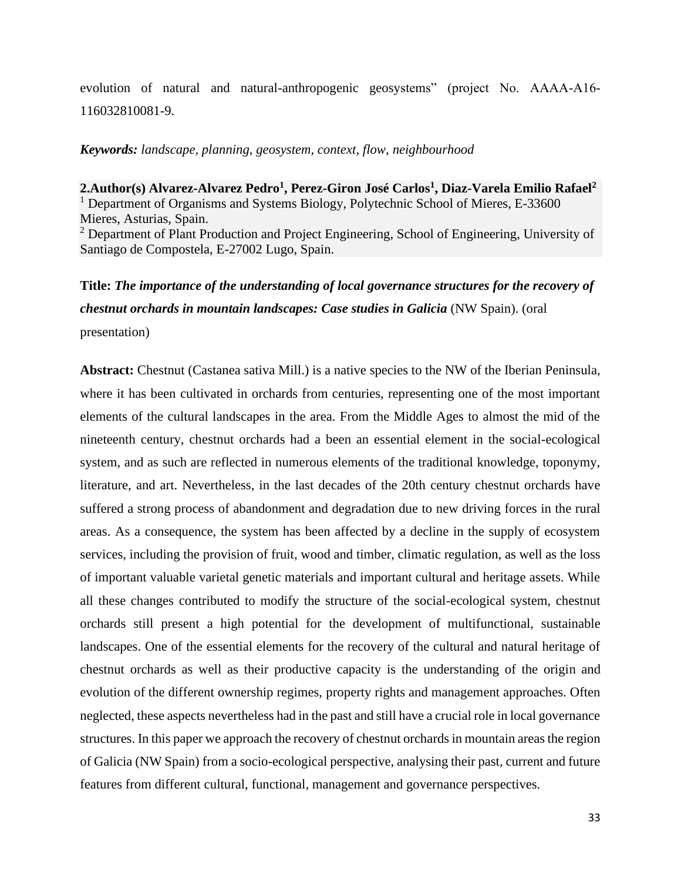evolution of natural and natural-anthropogenic geosystems" (project No. AAAA-A16-116032810081-9.

***Keywords:*** *landscape, planning, geosystem, context, flow, neighbourhood*

**2.Author(s) Alvarez-Alvarez Pedro[1], Perez-Giron José Carlos[1], Diaz-Varela Emilio Rafael[2]**
[1] Department of Organisms and Systems Biology, Polytechnic School of Mieres, E-33600 Mieres, Asturias, Spain.
[2] Department of Plant Production and Project Engineering, School of Engineering, University of Santiago de Compostela, E-27002 Lugo, Spain.

**Title:** ***The importance of the understanding of local governance structures for the recovery of chestnut orchards in mountain landscapes: Case studies in Galicia*** (NW Spain). (oral presentation)

**Abstract:** Chestnut (Castanea sativa Mill.) is a native species to the NW of the Iberian Peninsula, where it has been cultivated in orchards from centuries, representing one of the most important elements of the cultural landscapes in the area. From the Middle Ages to almost the mid of the nineteenth century, chestnut orchards had a been an essential element in the social-ecological system, and as such are reflected in numerous elements of the traditional knowledge, toponymy, literature, and art. Nevertheless, in the last decades of the 20th century chestnut orchards have suffered a strong process of abandonment and degradation due to new driving forces in the rural areas. As a consequence, the system has been affected by a decline in the supply of ecosystem services, including the provision of fruit, wood and timber, climatic regulation, as well as the loss of important valuable varietal genetic materials and important cultural and heritage assets. While all these changes contributed to modify the structure of the social-ecological system, chestnut orchards still present a high potential for the development of multifunctional, sustainable landscapes. One of the essential elements for the recovery of the cultural and natural heritage of chestnut orchards as well as their productive capacity is the understanding of the origin and evolution of the different ownership regimes, property rights and management approaches. Often neglected, these aspects nevertheless had in the past and still have a crucial role in local governance structures. In this paper we approach the recovery of chestnut orchards in mountain areas the region of Galicia (NW Spain) from a socio-ecological perspective, analysing their past, current and future features from different cultural, functional, management and governance perspectives.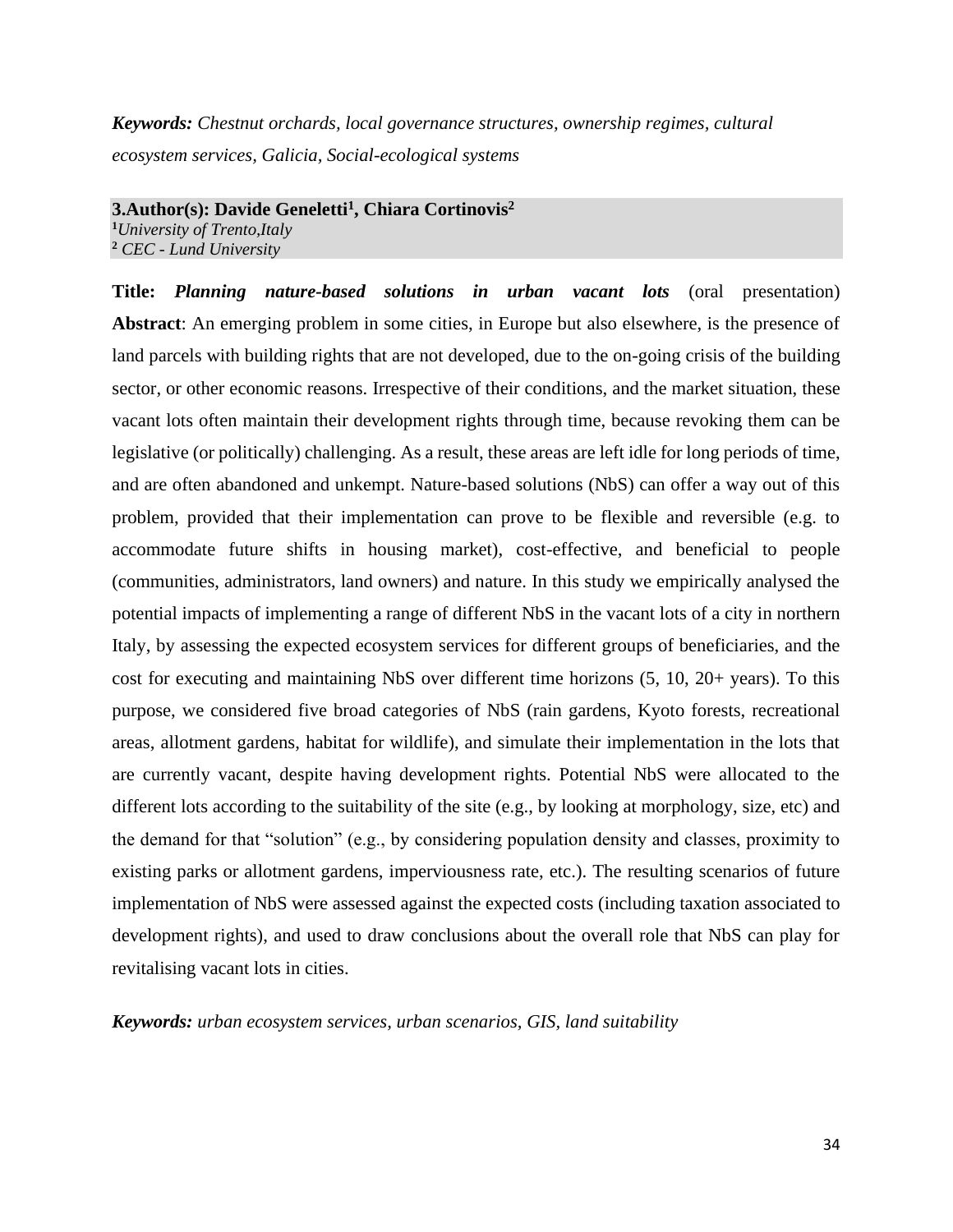***Keywords:*** *Chestnut orchards, local governance structures, ownership regimes, cultural ecosystem services, Galicia, Social-ecological systems*

**3.Author(s): Davide Geneletti[1], Chiara Cortinovis[2]**
[1]*University of Trento,Italy*
[2] *CEC - Lund University*

**Title:** ***Planning nature-based solutions in urban vacant lots*** (oral presentation)
**Abstract**: An emerging problem in some cities, in Europe but also elsewhere, is the presence of land parcels with building rights that are not developed, due to the on-going crisis of the building sector, or other economic reasons. Irrespective of their conditions, and the market situation, these vacant lots often maintain their development rights through time, because revoking them can be legislative (or politically) challenging. As a result, these areas are left idle for long periods of time, and are often abandoned and unkempt. Nature-based solutions (NbS) can offer a way out of this problem, provided that their implementation can prove to be flexible and reversible (e.g. to accommodate future shifts in housing market), cost-effective, and beneficial to people (communities, administrators, land owners) and nature. In this study we empirically analysed the potential impacts of implementing a range of different NbS in the vacant lots of a city in northern Italy, by assessing the expected ecosystem services for different groups of beneficiaries, and the cost for executing and maintaining NbS over different time horizons (5, 10, 20+ years). To this purpose, we considered five broad categories of NbS (rain gardens, Kyoto forests, recreational areas, allotment gardens, habitat for wildlife), and simulate their implementation in the lots that are currently vacant, despite having development rights. Potential NbS were allocated to the different lots according to the suitability of the site (e.g., by looking at morphology, size, etc) and the demand for that "solution" (e.g., by considering population density and classes, proximity to existing parks or allotment gardens, imperviousness rate, etc.). The resulting scenarios of future implementation of NbS were assessed against the expected costs (including taxation associated to development rights), and used to draw conclusions about the overall role that NbS can play for revitalising vacant lots in cities.

***Keywords:*** *urban ecosystem services, urban scenarios, GIS, land suitability*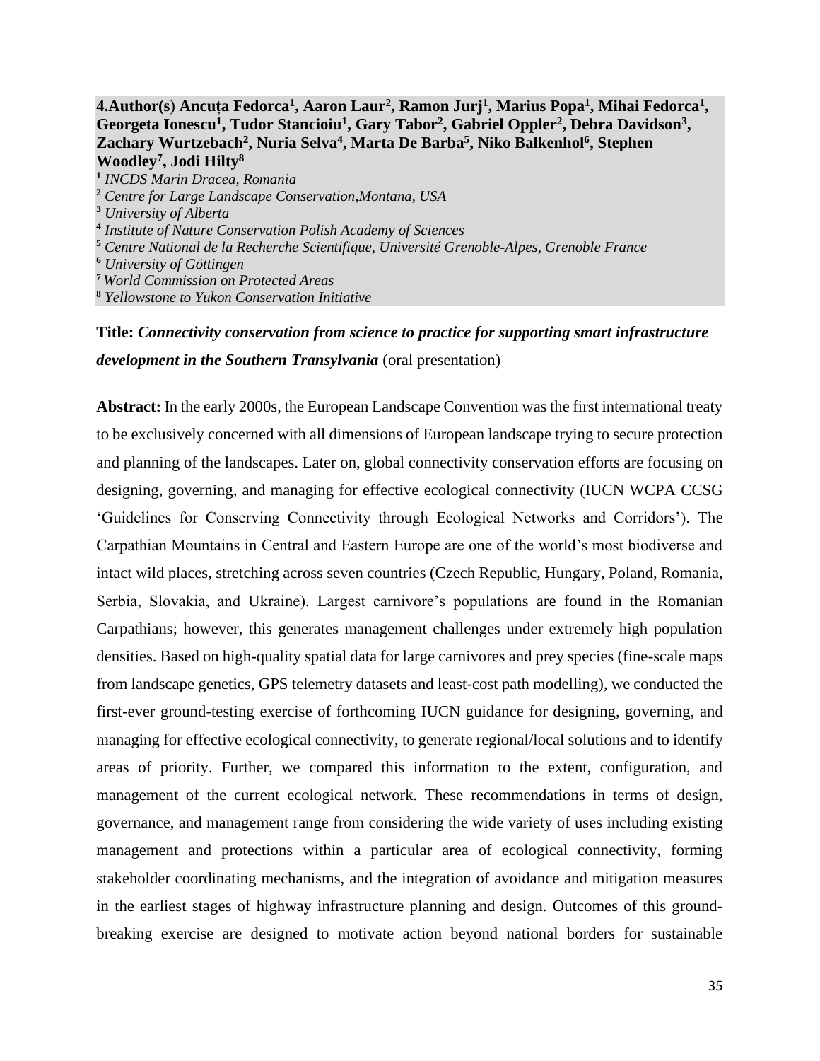**4.Author(s) Ancuța Fedorca[1], Aaron Laur[2], Ramon Jurj[1], Marius Popa[1], Mihai Fedorca[1], Georgeta Ionescu[1], Tudor Stancioiu[1], Gary Tabor[2], Gabriel Oppler[2], Debra Davidson[3], Zachary Wurtzebach[2], Nuria Selva[4], Marta De Barba[5], Niko Balkenhol[6], Stephen Woodley[7], Jodi Hilty[8]**

[1] *INCDS Marin Dracea, Romania*
[2] *Centre for Large Landscape Conservation,Montana, USA*
[3] *University of Alberta*
[4] *Institute of Nature Conservation Polish Academy of Sciences*
[5] *Centre National de la Recherche Scientifique, Université Grenoble-Alpes, Grenoble France*
[6] *University of Göttingen*
[7] *World Commission on Protected Areas*
[8] *Yellowstone to Yukon Conservation Initiative*

**Title:** ***Connectivity conservation from science to practice for supporting smart infrastructure development in the Southern Transylvania*** (oral presentation)

**Abstract:** In the early 2000s, the European Landscape Convention was the first international treaty to be exclusively concerned with all dimensions of European landscape trying to secure protection and planning of the landscapes. Later on, global connectivity conservation efforts are focusing on designing, governing, and managing for effective ecological connectivity (IUCN WCPA CCSG 'Guidelines for Conserving Connectivity through Ecological Networks and Corridors'). The Carpathian Mountains in Central and Eastern Europe are one of the world's most biodiverse and intact wild places, stretching across seven countries (Czech Republic, Hungary, Poland, Romania, Serbia, Slovakia, and Ukraine). Largest carnivore's populations are found in the Romanian Carpathians; however, this generates management challenges under extremely high population densities. Based on high-quality spatial data for large carnivores and prey species (fine-scale maps from landscape genetics, GPS telemetry datasets and least-cost path modelling), we conducted the first-ever ground-testing exercise of forthcoming IUCN guidance for designing, governing, and managing for effective ecological connectivity, to generate regional/local solutions and to identify areas of priority. Further, we compared this information to the extent, configuration, and management of the current ecological network. These recommendations in terms of design, governance, and management range from considering the wide variety of uses including existing management and protections within a particular area of ecological connectivity, forming stakeholder coordinating mechanisms, and the integration of avoidance and mitigation measures in the earliest stages of highway infrastructure planning and design. Outcomes of this ground-breaking exercise are designed to motivate action beyond national borders for sustainable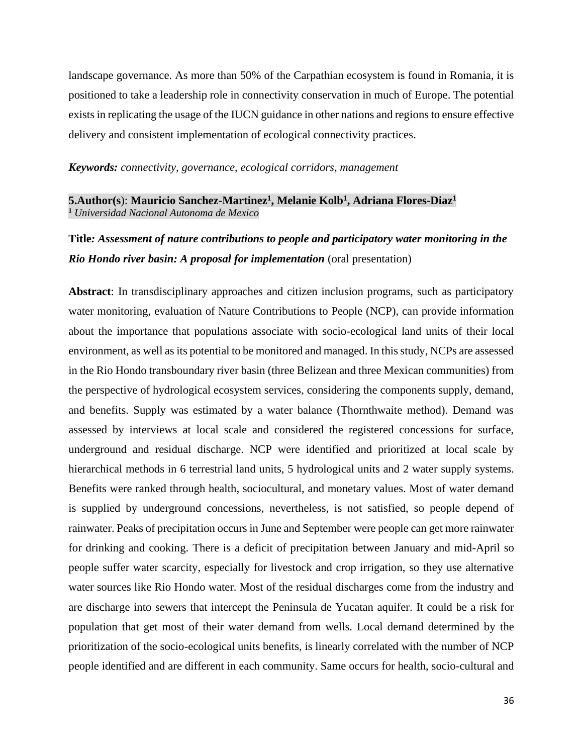landscape governance. As more than 50% of the Carpathian ecosystem is found in Romania, it is positioned to take a leadership role in connectivity conservation in much of Europe. The potential exists in replicating the usage of the IUCN guidance in other nations and regions to ensure effective delivery and consistent implementation of ecological connectivity practices.

***Keywords:*** *connectivity, governance, ecological corridors, management*

**5.Author(s)**: **Mauricio Sanchez-Martinez[1], Melanie Kolb[1], Adriana Flores-Diaz[1]**
[1] *Universidad Nacional Autonoma de Mexico*

**Title*: Assessment of nature contributions to people and participatory water monitoring in the Rio Hondo river basin: A proposal for implementation*** (oral presentation)

**Abstract**: In transdisciplinary approaches and citizen inclusion programs, such as participatory water monitoring, evaluation of Nature Contributions to People (NCP), can provide information about the importance that populations associate with socio-ecological land units of their local environment, as well as its potential to be monitored and managed. In this study, NCPs are assessed in the Rio Hondo transboundary river basin (three Belizean and three Mexican communities) from the perspective of hydrological ecosystem services, considering the components supply, demand, and benefits. Supply was estimated by a water balance (Thornthwaite method). Demand was assessed by interviews at local scale and considered the registered concessions for surface, underground and residual discharge. NCP were identified and prioritized at local scale by hierarchical methods in 6 terrestrial land units, 5 hydrological units and 2 water supply systems. Benefits were ranked through health, sociocultural, and monetary values. Most of water demand is supplied by underground concessions, nevertheless, is not satisfied, so people depend of rainwater. Peaks of precipitation occurs in June and September were people can get more rainwater for drinking and cooking. There is a deficit of precipitation between January and mid-April so people suffer water scarcity, especially for livestock and crop irrigation, so they use alternative water sources like Rio Hondo water. Most of the residual discharges come from the industry and are discharge into sewers that intercept the Peninsula de Yucatan aquifer. It could be a risk for population that get most of their water demand from wells. Local demand determined by the prioritization of the socio-ecological units benefits, is linearly correlated with the number of NCP people identified and are different in each community. Same occurs for health, socio-cultural and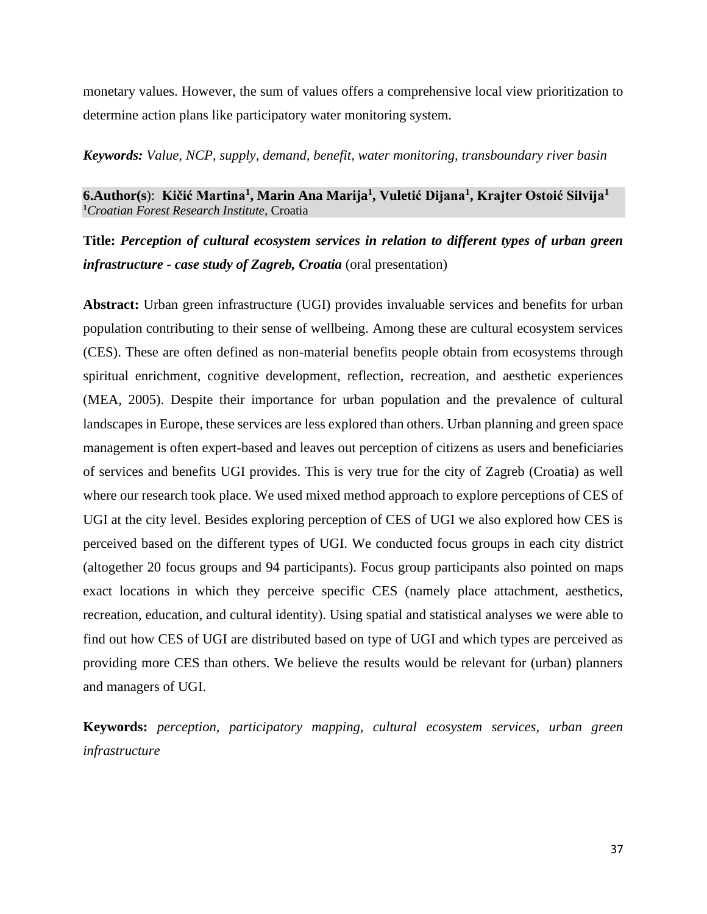monetary values. However, the sum of values offers a comprehensive local view prioritization to determine action plans like participatory water monitoring system.

***Keywords:*** *Value, NCP, supply, demand, benefit, water monitoring, transboundary river basin*

**6.Author(s)**: **Kičić Martina[1], Marin Ana Marija[1], Vuletić Dijana[1], Krajter Ostoić Silvija[1]**
[1]*Croatian Forest Research Institute*, Croatia

**Title:** ***Perception of cultural ecosystem services in relation to different types of urban green infrastructure - case study of Zagreb, Croatia*** (oral presentation)

**Abstract:** Urban green infrastructure (UGI) provides invaluable services and benefits for urban population contributing to their sense of wellbeing. Among these are cultural ecosystem services (CES). These are often defined as non-material benefits people obtain from ecosystems through spiritual enrichment, cognitive development, reflection, recreation, and aesthetic experiences (MEA, 2005). Despite their importance for urban population and the prevalence of cultural landscapes in Europe, these services are less explored than others. Urban planning and green space management is often expert-based and leaves out perception of citizens as users and beneficiaries of services and benefits UGI provides. This is very true for the city of Zagreb (Croatia) as well where our research took place. We used mixed method approach to explore perceptions of CES of UGI at the city level. Besides exploring perception of CES of UGI we also explored how CES is perceived based on the different types of UGI. We conducted focus groups in each city district (altogether 20 focus groups and 94 participants). Focus group participants also pointed on maps exact locations in which they perceive specific CES (namely place attachment, aesthetics, recreation, education, and cultural identity). Using spatial and statistical analyses we were able to find out how CES of UGI are distributed based on type of UGI and which types are perceived as providing more CES than others. We believe the results would be relevant for (urban) planners and managers of UGI.

**Keywords:** *perception, participatory mapping, cultural ecosystem services, urban green infrastructure*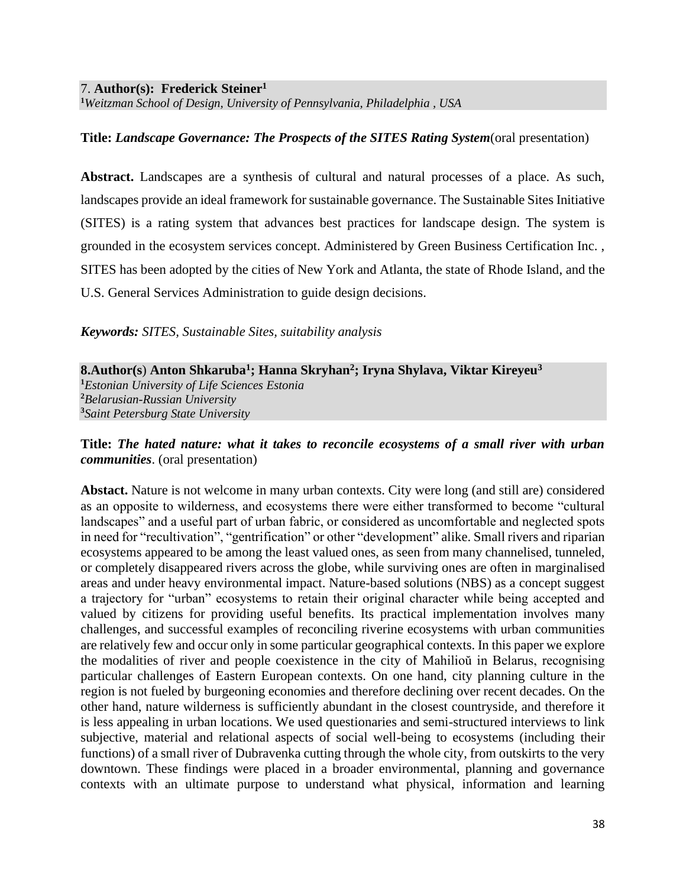7. **Author(s): Frederick Steiner**[1]
[1]*Weitzman School of Design, University of Pennsylvania, Philadelphia , USA*

**Title:** ***Landscape Governance: The Prospects of the SITES Rating System***(oral presentation)

**Abstract.** Landscapes are a synthesis of cultural and natural processes of a place. As such, landscapes provide an ideal framework for sustainable governance. The Sustainable Sites Initiative (SITES) is a rating system that advances best practices for landscape design. The system is grounded in the ecosystem services concept. Administered by Green Business Certification Inc. , SITES has been adopted by the cities of New York and Atlanta, the state of Rhode Island, and the U.S. General Services Administration to guide design decisions.

***Keywords:*** *SITES, Sustainable Sites, suitability analysis*

**8.Author(s) Anton Shkaruba[1]; Hanna Skryhan[2]; Iryna Shylava, Viktar Kireyeu[3]**
[1]*Estonian University of Life Sciences Estonia*
[2]*Belarusian-Russian University*
[3]*Saint Petersburg State University*

**Title:** ***The hated nature: what it takes to reconcile ecosystems of a small river with urban communities***. (oral presentation)

**Abstact.** Nature is not welcome in many urban contexts. City were long (and still are) considered as an opposite to wilderness, and ecosystems there were either transformed to become "cultural landscapes" and a useful part of urban fabric, or considered as uncomfortable and neglected spots in need for "recultivation", "gentrification" or other "development" alike. Small rivers and riparian ecosystems appeared to be among the least valued ones, as seen from many channelised, tunneled, or completely disappeared rivers across the globe, while surviving ones are often in marginalised areas and under heavy environmental impact. Nature-based solutions (NBS) as a concept suggest a trajectory for "urban" ecosystems to retain their original character while being accepted and valued by citizens for providing useful benefits. Its practical implementation involves many challenges, and successful examples of reconciling riverine ecosystems with urban communities are relatively few and occur only in some particular geographical contexts. In this paper we explore the modalities of river and people coexistence in the city of Mahilioŭ in Belarus, recognising particular challenges of Eastern European contexts. On one hand, city planning culture in the region is not fueled by burgeoning economies and therefore declining over recent decades. On the other hand, nature wilderness is sufficiently abundant in the closest countryside, and therefore it is less appealing in urban locations. We used questionaries and semi-structured interviews to link subjective, material and relational aspects of social well-being to ecosystems (including their functions) of a small river of Dubravenka cutting through the whole city, from outskirts to the very downtown. These findings were placed in a broader environmental, planning and governance contexts with an ultimate purpose to understand what physical, information and learning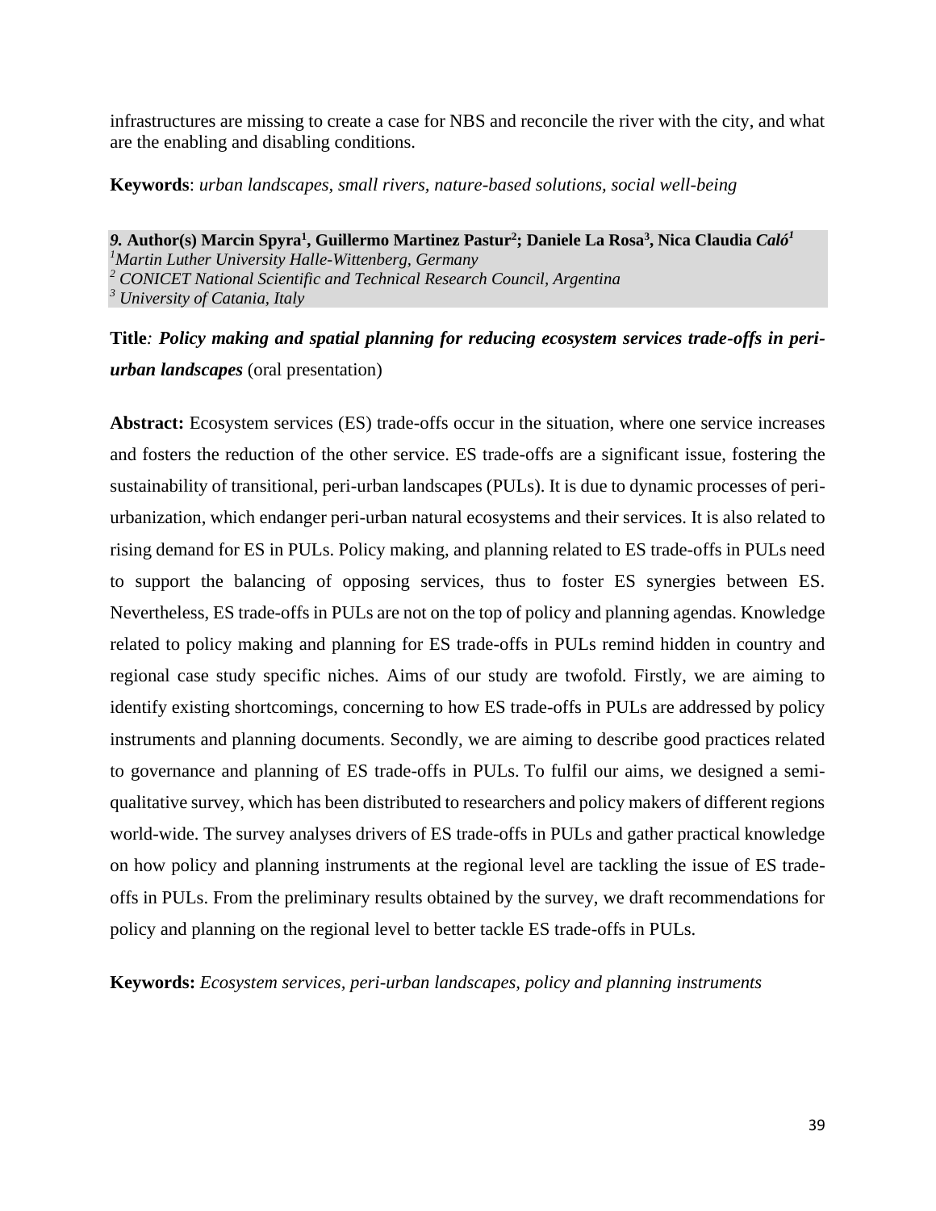infrastructures are missing to create a case for NBS and reconcile the river with the city, and what are the enabling and disabling conditions.

**Keywords**: *urban landscapes, small rivers, nature-based solutions, social well-being*

***9.* Author(s) Marcin Spyra[1], Guillermo Martinez Pastur[2]; Daniele La Rosa[3], Nica Claudia *Caló*[1]**
*[1]Martin Luther University Halle-Wittenberg, Germany*
*[2] CONICET National Scientific and Technical Research Council, Argentina*
*[3] University of Catania, Italy*

**Title***:* ***Policy making and spatial planning for reducing ecosystem services trade-offs in peri-urban landscapes*** (oral presentation)

**Abstract:** Ecosystem services (ES) trade-offs occur in the situation, where one service increases and fosters the reduction of the other service. ES trade-offs are a significant issue, fostering the sustainability of transitional, peri-urban landscapes (PULs). It is due to dynamic processes of peri-urbanization, which endanger peri-urban natural ecosystems and their services. It is also related to rising demand for ES in PULs. Policy making, and planning related to ES trade-offs in PULs need to support the balancing of opposing services, thus to foster ES synergies between ES. Nevertheless, ES trade-offs in PULs are not on the top of policy and planning agendas. Knowledge related to policy making and planning for ES trade-offs in PULs remind hidden in country and regional case study specific niches. Aims of our study are twofold. Firstly, we are aiming to identify existing shortcomings, concerning to how ES trade-offs in PULs are addressed by policy instruments and planning documents. Secondly, we are aiming to describe good practices related to governance and planning of ES trade-offs in PULs. To fulfil our aims, we designed a semi-qualitative survey, which has been distributed to researchers and policy makers of different regions world-wide. The survey analyses drivers of ES trade-offs in PULs and gather practical knowledge on how policy and planning instruments at the regional level are tackling the issue of ES trade-offs in PULs. From the preliminary results obtained by the survey, we draft recommendations for policy and planning on the regional level to better tackle ES trade-offs in PULs.

**Keywords:** *Ecosystem services, peri-urban landscapes, policy and planning instruments*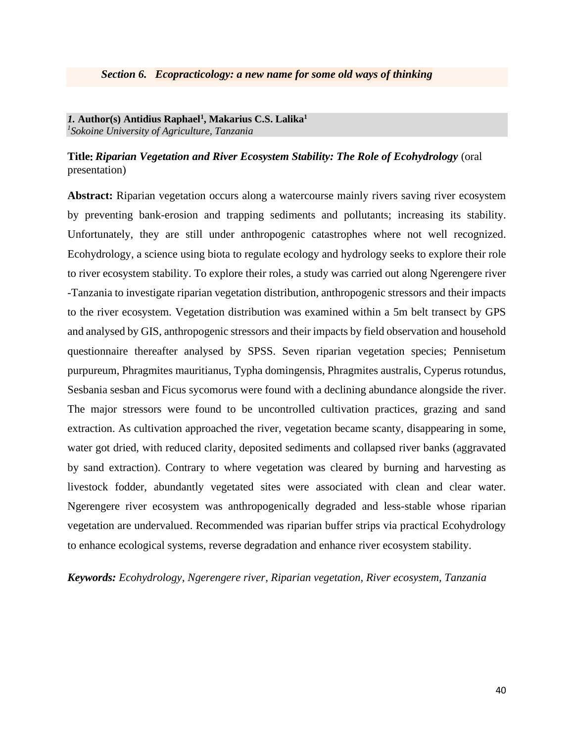## *Section 6. Ecopracticology: a new name for some old ways of thinking*

***1.* Author(s) Antidius Raphael[1], Makarius C.S. Lalika[1]**
*[1]Sokoine University of Agriculture, Tanzania*

**Title:** ***Riparian Vegetation and River Ecosystem Stability: The Role of Ecohydrology*** (oral presentation)

**Abstract:** Riparian vegetation occurs along a watercourse mainly rivers saving river ecosystem by preventing bank-erosion and trapping sediments and pollutants; increasing its stability. Unfortunately, they are still under anthropogenic catastrophes where not well recognized. Ecohydrology, a science using biota to regulate ecology and hydrology seeks to explore their role to river ecosystem stability. To explore their roles, a study was carried out along Ngerengere river -Tanzania to investigate riparian vegetation distribution, anthropogenic stressors and their impacts to the river ecosystem. Vegetation distribution was examined within a 5m belt transect by GPS and analysed by GIS, anthropogenic stressors and their impacts by field observation and household questionnaire thereafter analysed by SPSS. Seven riparian vegetation species; Pennisetum purpureum, Phragmites mauritianus, Typha domingensis, Phragmites australis, Cyperus rotundus, Sesbania sesban and Ficus sycomorus were found with a declining abundance alongside the river. The major stressors were found to be uncontrolled cultivation practices, grazing and sand extraction. As cultivation approached the river, vegetation became scanty, disappearing in some, water got dried, with reduced clarity, deposited sediments and collapsed river banks (aggravated by sand extraction). Contrary to where vegetation was cleared by burning and harvesting as livestock fodder, abundantly vegetated sites were associated with clean and clear water. Ngerengere river ecosystem was anthropogenically degraded and less-stable whose riparian vegetation are undervalued. Recommended was riparian buffer strips via practical Ecohydrology to enhance ecological systems, reverse degradation and enhance river ecosystem stability.

***Keywords:*** *Ecohydrology, Ngerengere river, Riparian vegetation, River ecosystem, Tanzania*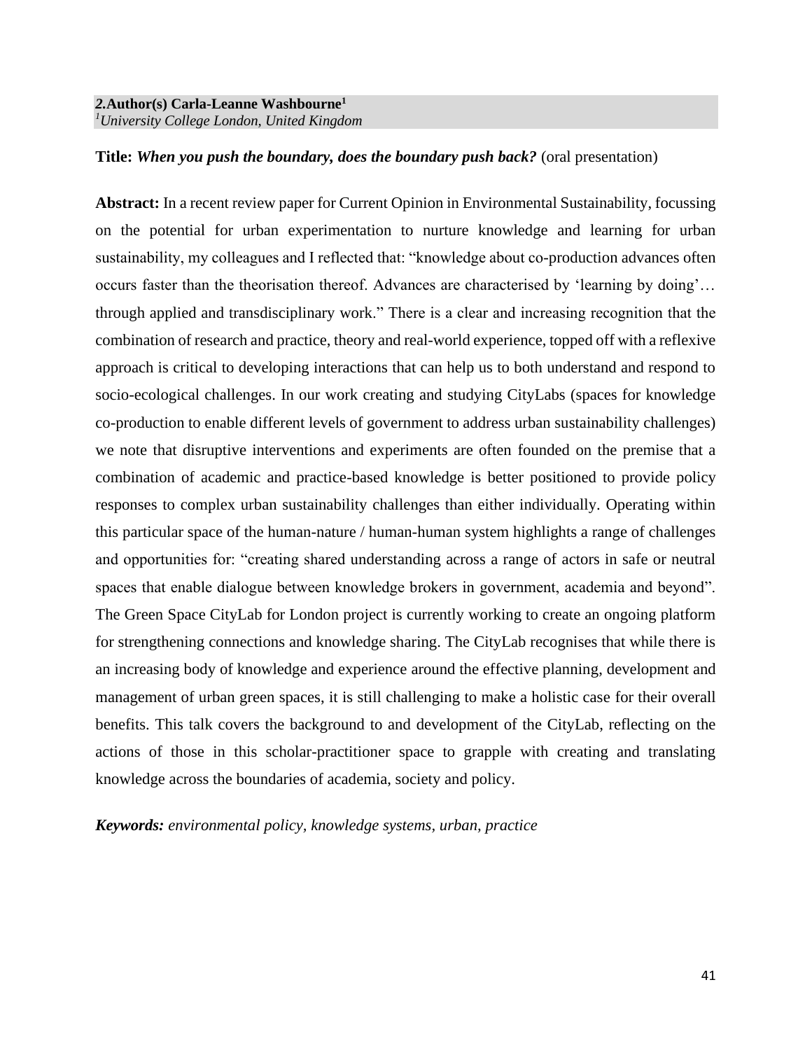***2.*Author(s) Carla-Leanne Washbourne[1]**
*[1]University College London, United Kingdom*

**Title:** ***When you push the boundary, does the boundary push back?*** (oral presentation)

**Abstract:** In a recent review paper for Current Opinion in Environmental Sustainability, focussing on the potential for urban experimentation to nurture knowledge and learning for urban sustainability, my colleagues and I reflected that: "knowledge about co-production advances often occurs faster than the theorisation thereof. Advances are characterised by 'learning by doing'… through applied and transdisciplinary work." There is a clear and increasing recognition that the combination of research and practice, theory and real-world experience, topped off with a reflexive approach is critical to developing interactions that can help us to both understand and respond to socio-ecological challenges. In our work creating and studying CityLabs (spaces for knowledge co-production to enable different levels of government to address urban sustainability challenges) we note that disruptive interventions and experiments are often founded on the premise that a combination of academic and practice-based knowledge is better positioned to provide policy responses to complex urban sustainability challenges than either individually. Operating within this particular space of the human-nature / human-human system highlights a range of challenges and opportunities for: "creating shared understanding across a range of actors in safe or neutral spaces that enable dialogue between knowledge brokers in government, academia and beyond". The Green Space CityLab for London project is currently working to create an ongoing platform for strengthening connections and knowledge sharing. The CityLab recognises that while there is an increasing body of knowledge and experience around the effective planning, development and management of urban green spaces, it is still challenging to make a holistic case for their overall benefits. This talk covers the background to and development of the CityLab, reflecting on the actions of those in this scholar-practitioner space to grapple with creating and translating knowledge across the boundaries of academia, society and policy.

***Keywords:*** *environmental policy, knowledge systems, urban, practice*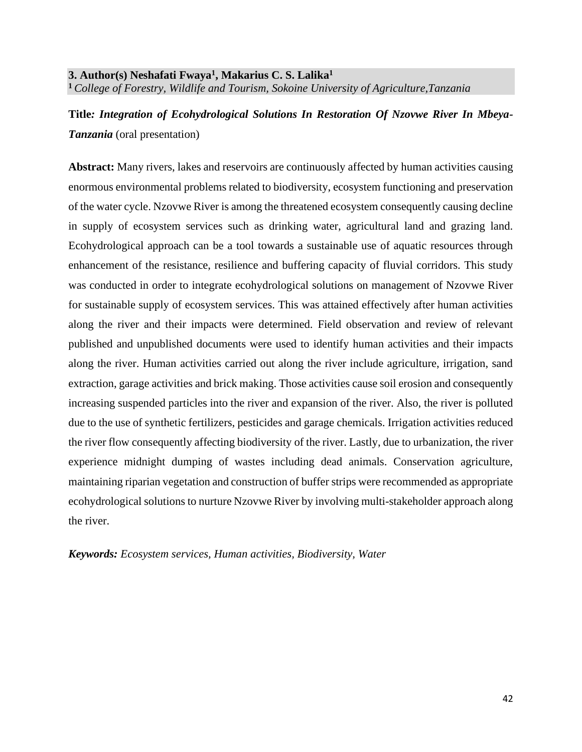**3. Author(s) Neshafati Fwaya[1], Makarius C. S. Lalika[1]**
[1] *College of Forestry, Wildlife and Tourism, Sokoine University of Agriculture,Tanzania*

**Title*: Integration of Ecohydrological Solutions In Restoration Of Nzovwe River In Mbeya-Tanzania*** (oral presentation)

**Abstract:** Many rivers, lakes and reservoirs are continuously affected by human activities causing enormous environmental problems related to biodiversity, ecosystem functioning and preservation of the water cycle. Nzovwe River is among the threatened ecosystem consequently causing decline in supply of ecosystem services such as drinking water, agricultural land and grazing land. Ecohydrological approach can be a tool towards a sustainable use of aquatic resources through enhancement of the resistance, resilience and buffering capacity of fluvial corridors. This study was conducted in order to integrate ecohydrological solutions on management of Nzovwe River for sustainable supply of ecosystem services. This was attained effectively after human activities along the river and their impacts were determined. Field observation and review of relevant published and unpublished documents were used to identify human activities and their impacts along the river. Human activities carried out along the river include agriculture, irrigation, sand extraction, garage activities and brick making. Those activities cause soil erosion and consequently increasing suspended particles into the river and expansion of the river. Also, the river is polluted due to the use of synthetic fertilizers, pesticides and garage chemicals. Irrigation activities reduced the river flow consequently affecting biodiversity of the river. Lastly, due to urbanization, the river experience midnight dumping of wastes including dead animals. Conservation agriculture, maintaining riparian vegetation and construction of buffer strips were recommended as appropriate ecohydrological solutions to nurture Nzovwe River by involving multi-stakeholder approach along the river.

***Keywords:*** *Ecosystem services, Human activities, Biodiversity, Water*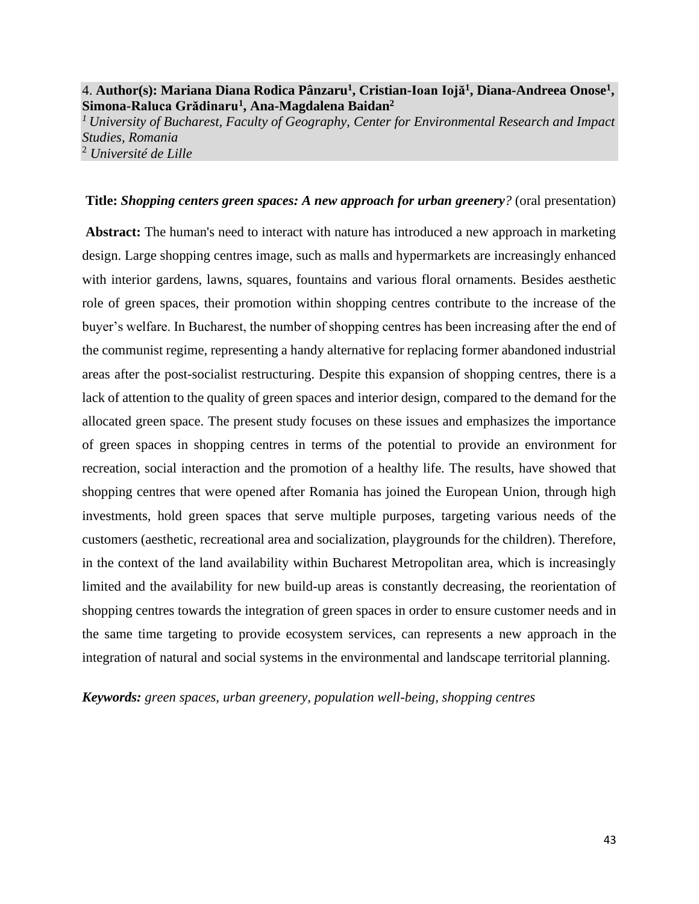4. **Author(s): Mariana Diana Rodica Pânzaru[1], Cristian-Ioan Iojă[1], Diana-Andreea Onose[1], Simona-Raluca Grădinaru[1], Ana-Magdalena Baidan[2]**

[1] *University of Bucharest, Faculty of Geography, Center for Environmental Research and Impact Studies, Romania*

[2] *Université de Lille*

**Title:** ***Shopping centers green spaces: A new approach for urban greenery****?* (oral presentation)

**Abstract:** The human's need to interact with nature has introduced a new approach in marketing design. Large shopping centres image, such as malls and hypermarkets are increasingly enhanced with interior gardens, lawns, squares, fountains and various floral ornaments. Besides aesthetic role of green spaces, their promotion within shopping centres contribute to the increase of the buyer's welfare. In Bucharest, the number of shopping centres has been increasing after the end of the communist regime, representing a handy alternative for replacing former abandoned industrial areas after the post-socialist restructuring. Despite this expansion of shopping centres, there is a lack of attention to the quality of green spaces and interior design, compared to the demand for the allocated green space. The present study focuses on these issues and emphasizes the importance of green spaces in shopping centres in terms of the potential to provide an environment for recreation, social interaction and the promotion of a healthy life. The results, have showed that shopping centres that were opened after Romania has joined the European Union, through high investments, hold green spaces that serve multiple purposes, targeting various needs of the customers (aesthetic, recreational area and socialization, playgrounds for the children). Therefore, in the context of the land availability within Bucharest Metropolitan area, which is increasingly limited and the availability for new build-up areas is constantly decreasing, the reorientation of shopping centres towards the integration of green spaces in order to ensure customer needs and in the same time targeting to provide ecosystem services, can represents a new approach in the integration of natural and social systems in the environmental and landscape territorial planning.

***Keywords:*** *green spaces, urban greenery, population well-being, shopping centres*